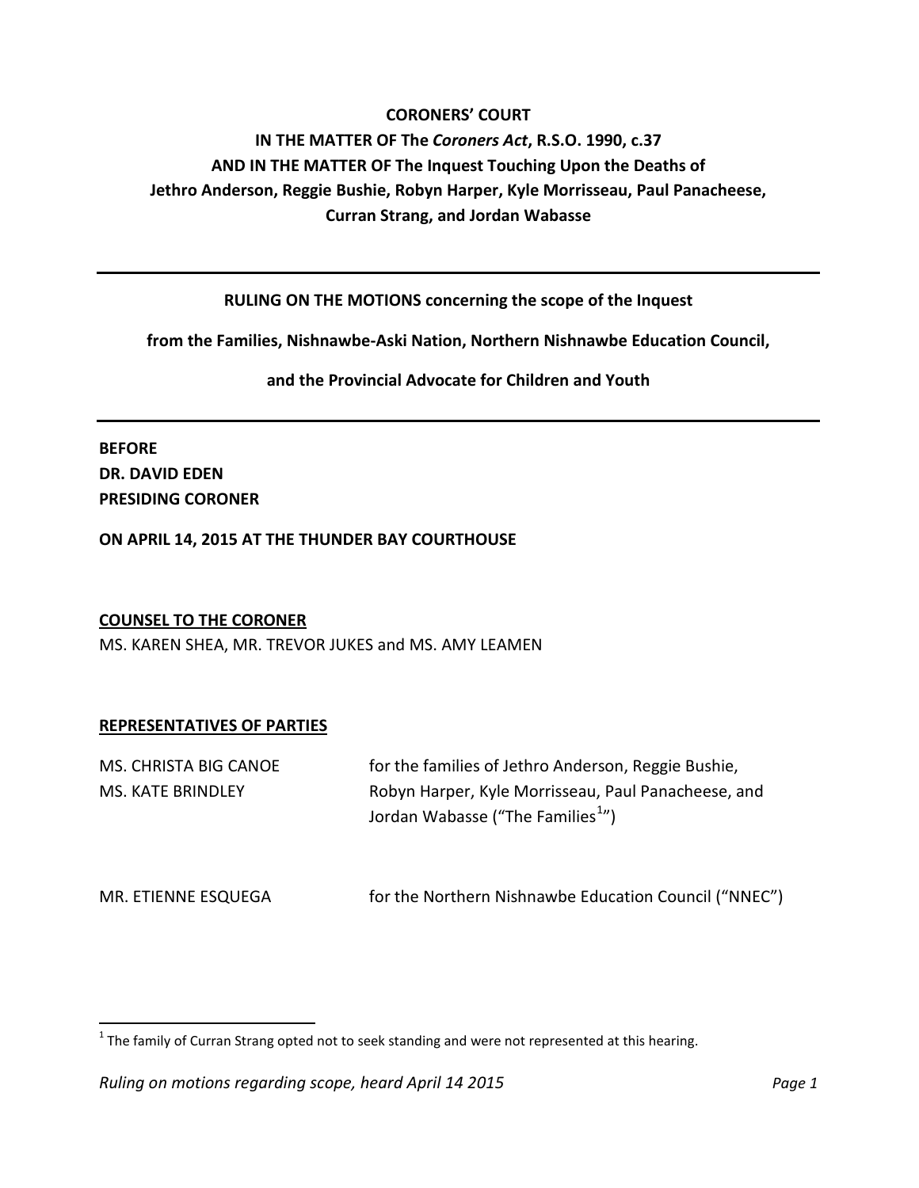**CORONERS' COURT**

**IN THE MATTER OF The *Coroners Act*, R.S.O. 1990, c.37**

**AND IN THE MATTER OF The Inquest Touching Upon the Deaths of Jethro Anderson, Reggie Bushie, Robyn Harper, Kyle Morrisseau, Paul Panacheese, Curran Strang, and Jordan Wabasse**

---

**RULING ON THE MOTIONS concerning the scope of the Inquest**

**from the Families, Nishnawbe-Aski Nation, Northern Nishnawbe Education Council,**

**and the Provincial Advocate for Children and Youth**

---

**BEFORE**
**DR. DAVID EDEN**
**PRESIDING CORONER**

**ON APRIL 14, 2015 AT THE THUNDER BAY COURTHOUSE**

**<u>COUNSEL TO THE CORONER</u>**

MS. KAREN SHEA, MR. TREVOR JUKES and MS. AMY LEAMEN

**<u>REPRESENTATIVES OF PARTIES</u>**

| | |
|---|---|
| MS. CHRISTA BIG CANOE<br>MS. KATE BRINDLEY | for the families of Jethro Anderson, Reggie Bushie, Robyn Harper, Kyle Morrisseau, Paul Panacheese, and Jordan Wabasse ("The Families[1]") |
| MR. ETIENNE ESQUEGA | for the Northern Nishnawbe Education Council ("NNEC") |

[1] The family of Curran Strang opted not to seek standing and were not represented at this hearing.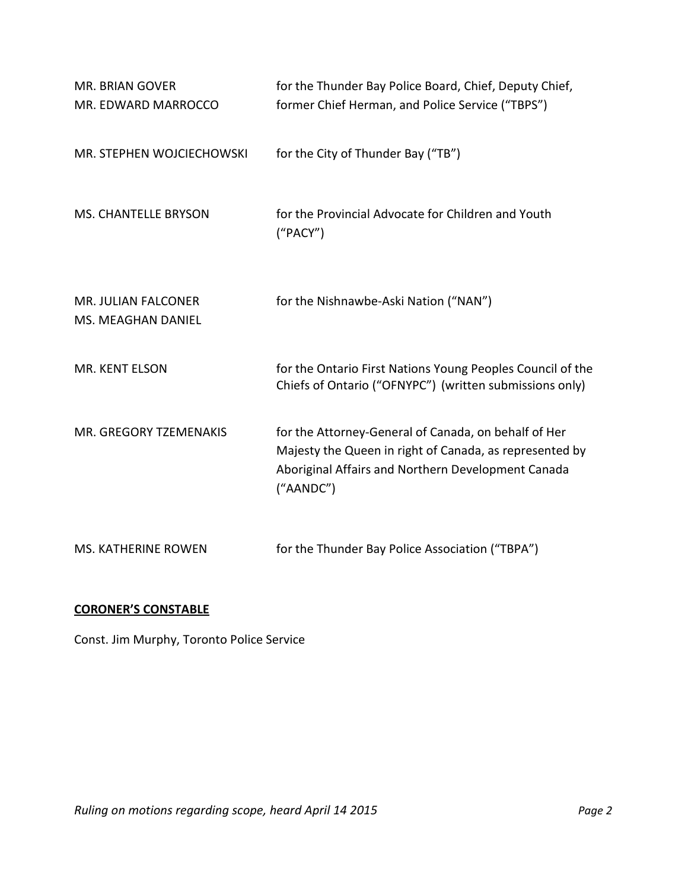| | |
|---|---|
| MR. BRIAN GOVER<br>MR. EDWARD MARROCCO | for the Thunder Bay Police Board, Chief, Deputy Chief, former Chief Herman, and Police Service ("TBPS") |
| MR. STEPHEN WOJCIECHOWSKI | for the City of Thunder Bay ("TB") |
| MS. CHANTELLE BRYSON | for the Provincial Advocate for Children and Youth ("PACY") |
| MR. JULIAN FALCONER<br>MS. MEAGHAN DANIEL | for the Nishnawbe-Aski Nation ("NAN") |
| MR. KENT ELSON | for the Ontario First Nations Young Peoples Council of the Chiefs of Ontario ("OFNYPC") (written submissions only) |
| MR. GREGORY TZEMENAKIS | for the Attorney-General of Canada, on behalf of Her Majesty the Queen in right of Canada, as represented by Aboriginal Affairs and Northern Development Canada ("AANDC") |
| MS. KATHERINE ROWEN | for the Thunder Bay Police Association ("TBPA") |

**CORONER'S CONSTABLE**

Const. Jim Murphy, Toronto Police Service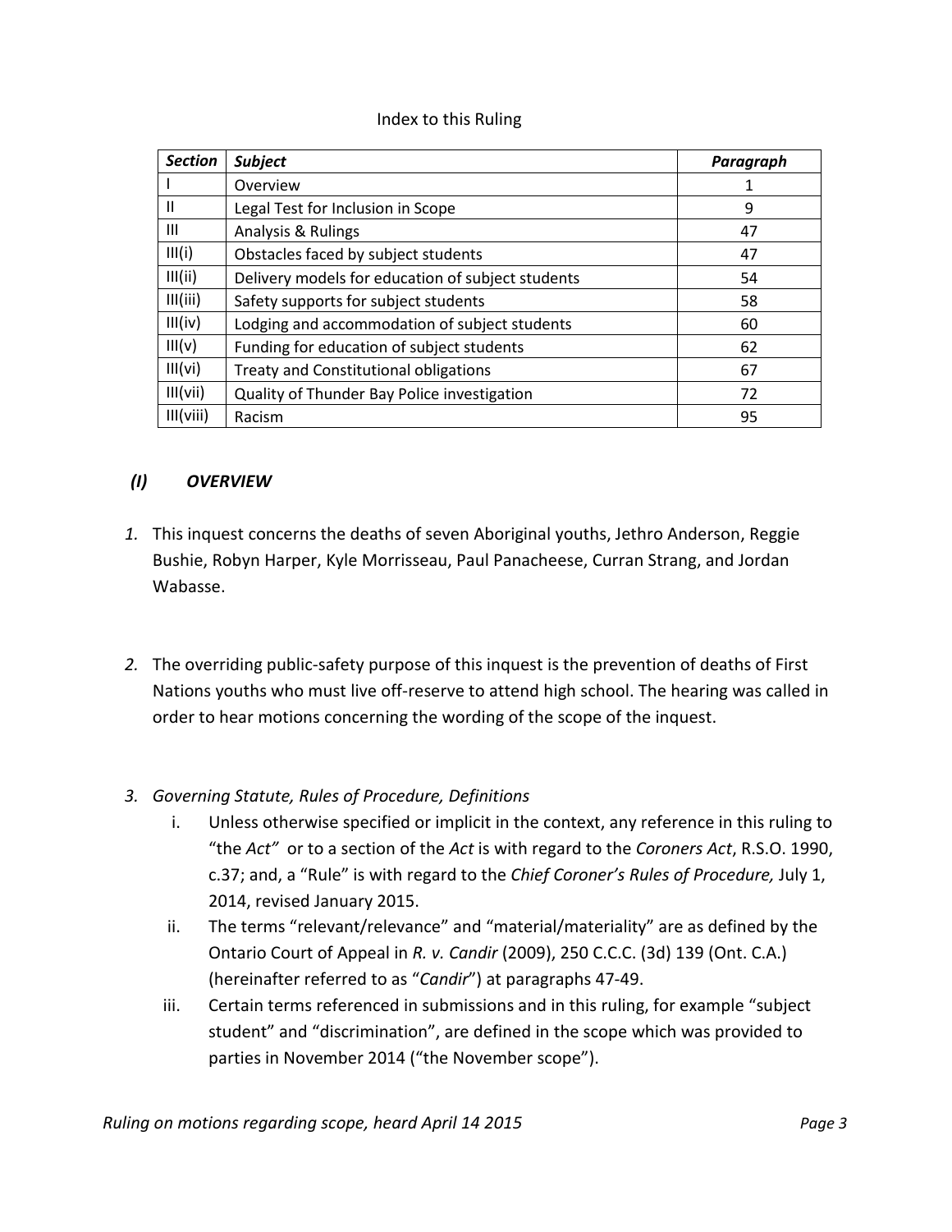Index to this Ruling

| ***Section*** | ***Subject*** | ***Paragraph*** |
|---|---|---|
| I | Overview | 1 |
| II | Legal Test for Inclusion in Scope | 9 |
| III | Analysis & Rulings | 47 |
| III(i) | Obstacles faced by subject students | 47 |
| III(ii) | Delivery models for education of subject students | 54 |
| III(iii) | Safety supports for subject students | 58 |
| III(iv) | Lodging and accommodation of subject students | 60 |
| III(v) | Funding for education of subject students | 62 |
| III(vi) | Treaty and Constitutional obligations | 67 |
| III(vii) | Quality of Thunder Bay Police investigation | 72 |
| III(viii) | Racism | 95 |

## *(I) OVERVIEW*

*1.* This inquest concerns the deaths of seven Aboriginal youths, Jethro Anderson, Reggie Bushie, Robyn Harper, Kyle Morrisseau, Paul Panacheese, Curran Strang, and Jordan Wabasse.

*2.* The overriding public-safety purpose of this inquest is the prevention of deaths of First Nations youths who must live off-reserve to attend high school. The hearing was called in order to hear motions concerning the wording of the scope of the inquest.

*3. Governing Statute, Rules of Procedure, Definitions*

   i. Unless otherwise specified or implicit in the context, any reference in this ruling to "the *Act"* or to a section of the *Act* is with regard to the *Coroners Act*, R.S.O. 1990, c.37; and, a "Rule" is with regard to the *Chief Coroner's Rules of Procedure,* July 1, 2014, revised January 2015.

   ii. The terms "relevant/relevance" and "material/materiality" are as defined by the Ontario Court of Appeal in *R. v. Candir* (2009), 250 C.C.C. (3d) 139 (Ont. C.A.) (hereinafter referred to as "*Candir*") at paragraphs 47-49.

   iii. Certain terms referenced in submissions and in this ruling, for example "subject student" and "discrimination", are defined in the scope which was provided to parties in November 2014 ("the November scope").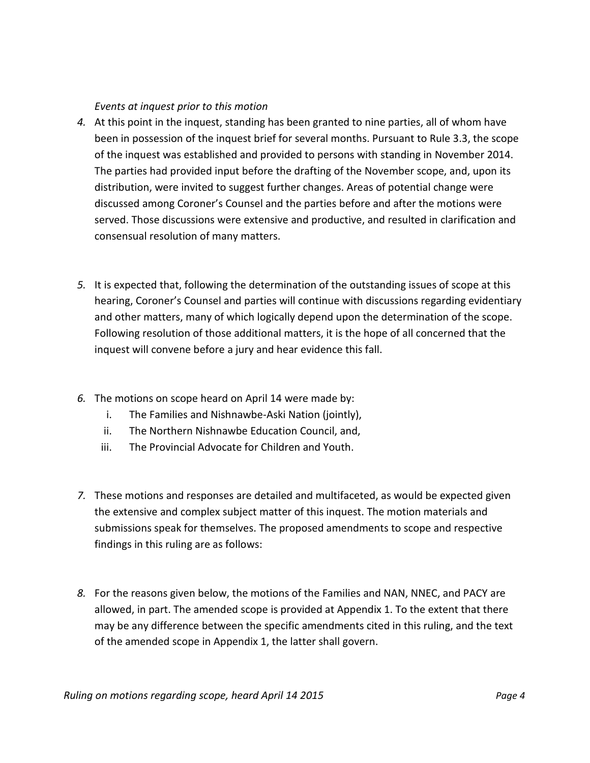*Events at inquest prior to this motion*

*4.* At this point in the inquest, standing has been granted to nine parties, all of whom have been in possession of the inquest brief for several months. Pursuant to Rule 3.3, the scope of the inquest was established and provided to persons with standing in November 2014. The parties had provided input before the drafting of the November scope, and, upon its distribution, were invited to suggest further changes. Areas of potential change were discussed among Coroner's Counsel and the parties before and after the motions were served. Those discussions were extensive and productive, and resulted in clarification and consensual resolution of many matters.

*5.* It is expected that, following the determination of the outstanding issues of scope at this hearing, Coroner's Counsel and parties will continue with discussions regarding evidentiary and other matters, many of which logically depend upon the determination of the scope. Following resolution of those additional matters, it is the hope of all concerned that the inquest will convene before a jury and hear evidence this fall.

*6.* The motions on scope heard on April 14 were made by:

  i. The Families and Nishnawbe-Aski Nation (jointly),
  ii. The Northern Nishnawbe Education Council, and,
  iii. The Provincial Advocate for Children and Youth.

*7.* These motions and responses are detailed and multifaceted, as would be expected given the extensive and complex subject matter of this inquest. The motion materials and submissions speak for themselves. The proposed amendments to scope and respective findings in this ruling are as follows:

*8.* For the reasons given below, the motions of the Families and NAN, NNEC, and PACY are allowed, in part. The amended scope is provided at Appendix 1. To the extent that there may be any difference between the specific amendments cited in this ruling, and the text of the amended scope in Appendix 1, the latter shall govern.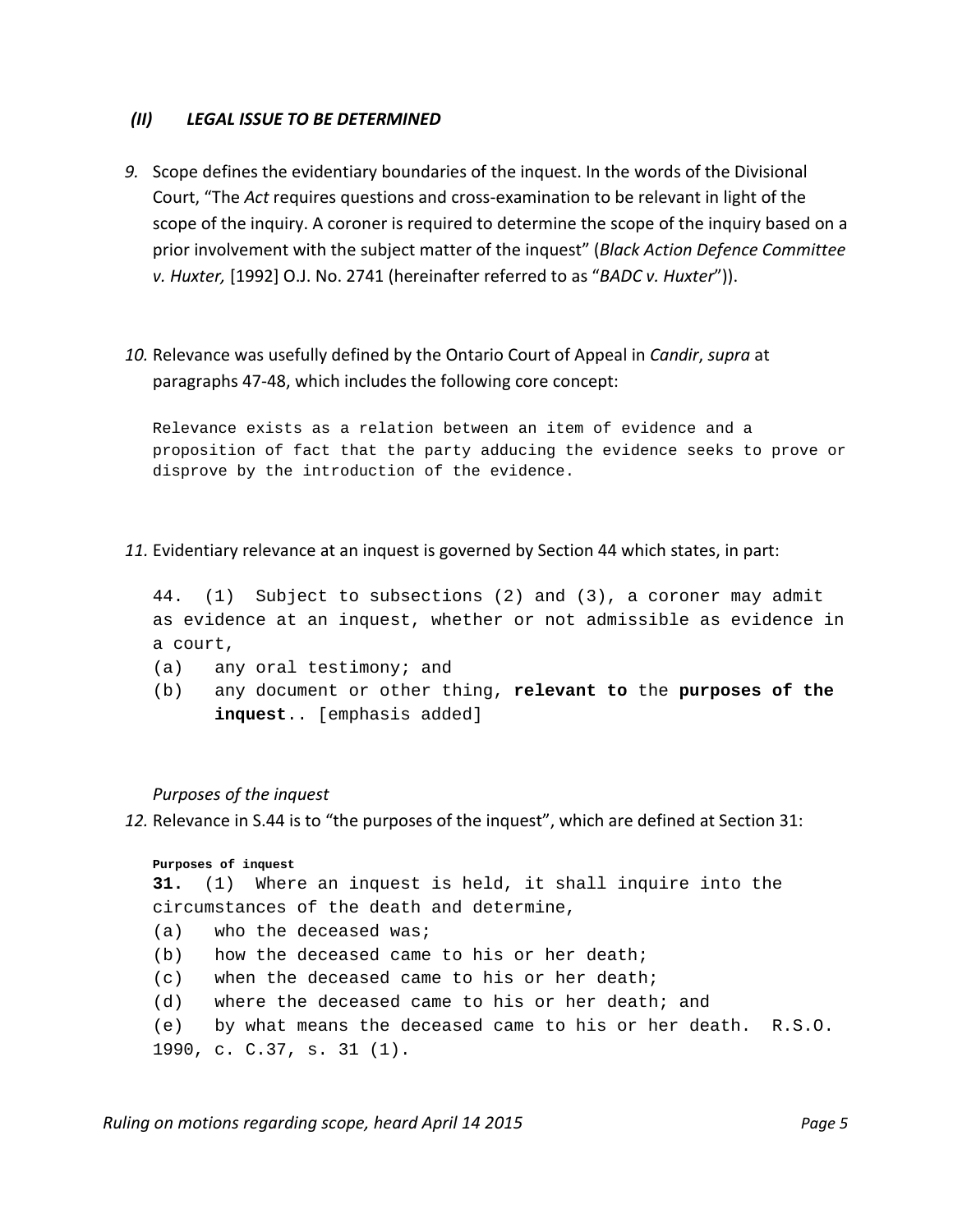### *(II) LEGAL ISSUE TO BE DETERMINED*

*9.* Scope defines the evidentiary boundaries of the inquest. In the words of the Divisional Court, "The *Act* requires questions and cross-examination to be relevant in light of the scope of the inquiry. A coroner is required to determine the scope of the inquiry based on a prior involvement with the subject matter of the inquest" (*Black Action Defence Committee v. Huxter,* [1992] O.J. No. 2741 (hereinafter referred to as "*BADC v. Huxter*")).

*10.* Relevance was usefully defined by the Ontario Court of Appeal in *Candir*, *supra* at paragraphs 47-48, which includes the following core concept:

> Relevance exists as a relation between an item of evidence and a proposition of fact that the party adducing the evidence seeks to prove or disprove by the introduction of the evidence.

*11.* Evidentiary relevance at an inquest is governed by Section 44 which states, in part:

> 44. (1) Subject to subsections (2) and (3), a coroner may admit as evidence at an inquest, whether or not admissible as evidence in a court,
> (a) any oral testimony; and
> (b) any document or other thing, **relevant to** the **purposes of the inquest**.. [emphasis added]

*Purposes of the inquest*

*12.* Relevance in S.44 is to "the purposes of the inquest", which are defined at Section 31:

> **Purposes of inquest**
> **31.** (1) Where an inquest is held, it shall inquire into the circumstances of the death and determine,
> (a) who the deceased was;
> (b) how the deceased came to his or her death;
> (c) when the deceased came to his or her death;
> (d) where the deceased came to his or her death; and
> (e) by what means the deceased came to his or her death. R.S.O. 1990, c. C.37, s. 31 (1).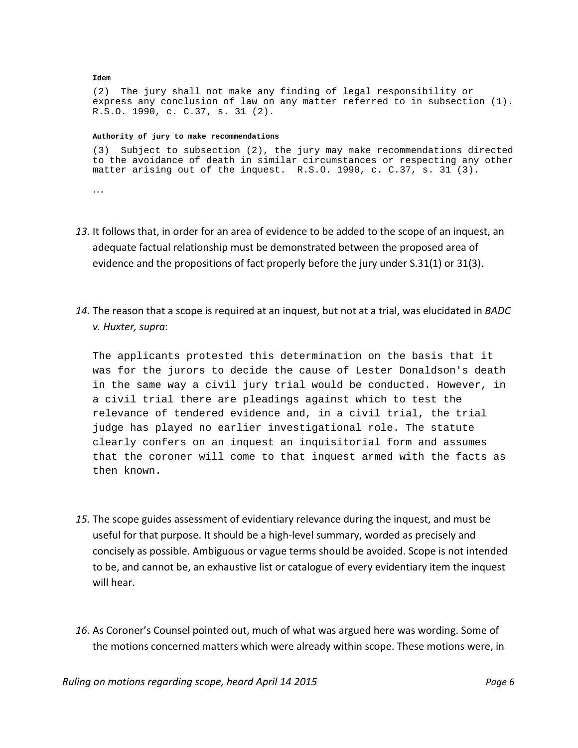**Idem**

(2) The jury shall not make any finding of legal responsibility or express any conclusion of law on any matter referred to in subsection (1). R.S.O. 1990, c. C.37, s. 31 (2).

**Authority of jury to make recommendations**

(3) Subject to subsection (2), the jury may make recommendations directed to the avoidance of death in similar circumstances or respecting any other matter arising out of the inquest. R.S.O. 1990, c. C.37, s. 31 (3).

…

*13.* It follows that, in order for an area of evidence to be added to the scope of an inquest, an adequate factual relationship must be demonstrated between the proposed area of evidence and the propositions of fact properly before the jury under S.31(1) or 31(3).

*14.* The reason that a scope is required at an inquest, but not at a trial, was elucidated in *BADC v. Huxter, supra*:

> The applicants protested this determination on the basis that it was for the jurors to decide the cause of Lester Donaldson's death in the same way a civil jury trial would be conducted. However, in a civil trial there are pleadings against which to test the relevance of tendered evidence and, in a civil trial, the trial judge has played no earlier investigational role. The statute clearly confers on an inquest an inquisitorial form and assumes that the coroner will come to that inquest armed with the facts as then known.

*15.* The scope guides assessment of evidentiary relevance during the inquest, and must be useful for that purpose. It should be a high-level summary, worded as precisely and concisely as possible. Ambiguous or vague terms should be avoided. Scope is not intended to be, and cannot be, an exhaustive list or catalogue of every evidentiary item the inquest will hear.

*16.* As Coroner's Counsel pointed out, much of what was argued here was wording. Some of the motions concerned matters which were already within scope. These motions were, in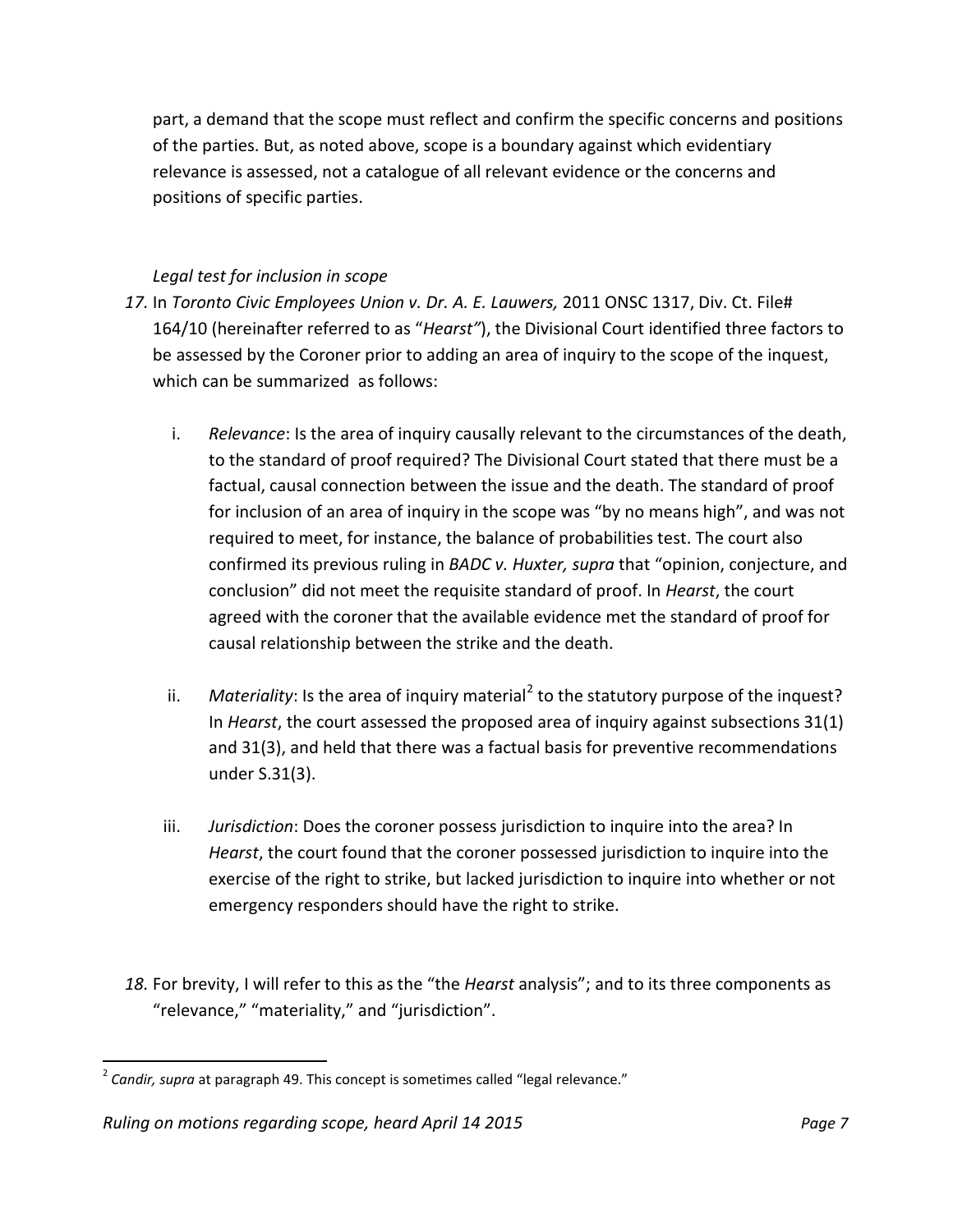part, a demand that the scope must reflect and confirm the specific concerns and positions of the parties. But, as noted above, scope is a boundary against which evidentiary relevance is assessed, not a catalogue of all relevant evidence or the concerns and positions of specific parties.

*Legal test for inclusion in scope*

*17.* In *Toronto Civic Employees Union v. Dr. A. E. Lauwers,* 2011 ONSC 1317, Div. Ct. File# 164/10 (hereinafter referred to as "*Hearst"*), the Divisional Court identified three factors to be assessed by the Coroner prior to adding an area of inquiry to the scope of the inquest, which can be summarized as follows:

i. *Relevance*: Is the area of inquiry causally relevant to the circumstances of the death, to the standard of proof required? The Divisional Court stated that there must be a factual, causal connection between the issue and the death. The standard of proof for inclusion of an area of inquiry in the scope was "by no means high", and was not required to meet, for instance, the balance of probabilities test. The court also confirmed its previous ruling in *BADC v. Huxter, supra* that "opinion, conjecture, and conclusion" did not meet the requisite standard of proof. In *Hearst*, the court agreed with the coroner that the available evidence met the standard of proof for causal relationship between the strike and the death.

ii. *Materiality*: Is the area of inquiry material[2] to the statutory purpose of the inquest? In *Hearst*, the court assessed the proposed area of inquiry against subsections 31(1) and 31(3), and held that there was a factual basis for preventive recommendations under S.31(3).

iii. *Jurisdiction*: Does the coroner possess jurisdiction to inquire into the area? In *Hearst*, the court found that the coroner possessed jurisdiction to inquire into the exercise of the right to strike, but lacked jurisdiction to inquire into whether or not emergency responders should have the right to strike.

*18.* For brevity, I will refer to this as the "the *Hearst* analysis"; and to its three components as "relevance," "materiality," and "jurisdiction".

[2] *Candir, supra* at paragraph 49. This concept is sometimes called "legal relevance."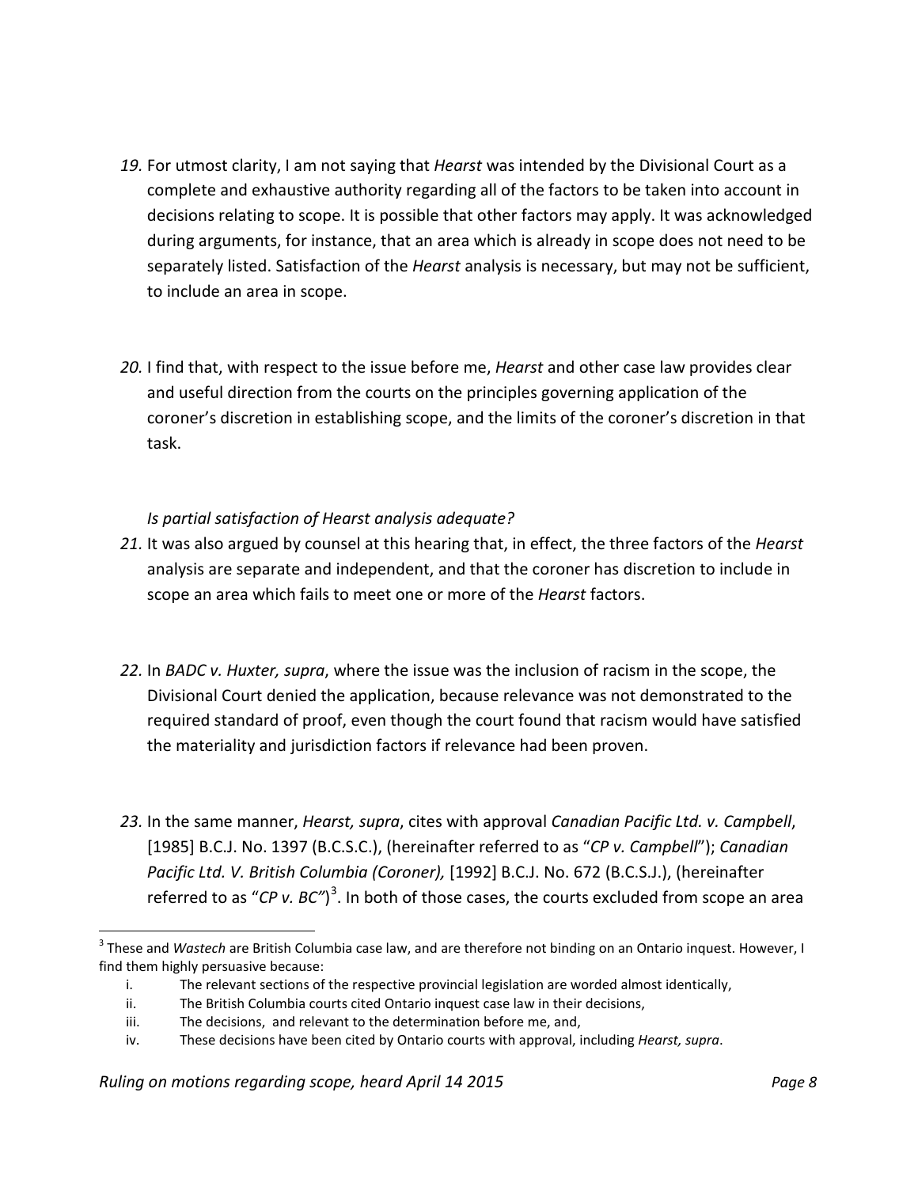*19.* For utmost clarity, I am not saying that *Hearst* was intended by the Divisional Court as a complete and exhaustive authority regarding all of the factors to be taken into account in decisions relating to scope. It is possible that other factors may apply. It was acknowledged during arguments, for instance, that an area which is already in scope does not need to be separately listed. Satisfaction of the *Hearst* analysis is necessary, but may not be sufficient, to include an area in scope.

*20.* I find that, with respect to the issue before me, *Hearst* and other case law provides clear and useful direction from the courts on the principles governing application of the coroner's discretion in establishing scope, and the limits of the coroner's discretion in that task.

*Is partial satisfaction of Hearst analysis adequate?*

*21.* It was also argued by counsel at this hearing that, in effect, the three factors of the *Hearst* analysis are separate and independent, and that the coroner has discretion to include in scope an area which fails to meet one or more of the *Hearst* factors.

*22.* In *BADC v. Huxter, supra*, where the issue was the inclusion of racism in the scope, the Divisional Court denied the application, because relevance was not demonstrated to the required standard of proof, even though the court found that racism would have satisfied the materiality and jurisdiction factors if relevance had been proven.

*23.* In the same manner, *Hearst, supra*, cites with approval *Canadian Pacific Ltd. v. Campbell*, [1985] B.C.J. No. 1397 (B.C.S.C.), (hereinafter referred to as "*CP v. Campbell*"); *Canadian Pacific Ltd. V. British Columbia (Coroner),* [1992] B.C.J. No. 672 (B.C.S.J.), (hereinafter referred to as "*CP v. BC"*)[3]. In both of those cases, the courts excluded from scope an area

---

[3] These and *Wastech* are British Columbia case law, and are therefore not binding on an Ontario inquest. However, I find them highly persuasive because:

i. The relevant sections of the respective provincial legislation are worded almost identically,
ii. The British Columbia courts cited Ontario inquest case law in their decisions,
iii. The decisions, and relevant to the determination before me, and,
iv. These decisions have been cited by Ontario courts with approval, including *Hearst, supra*.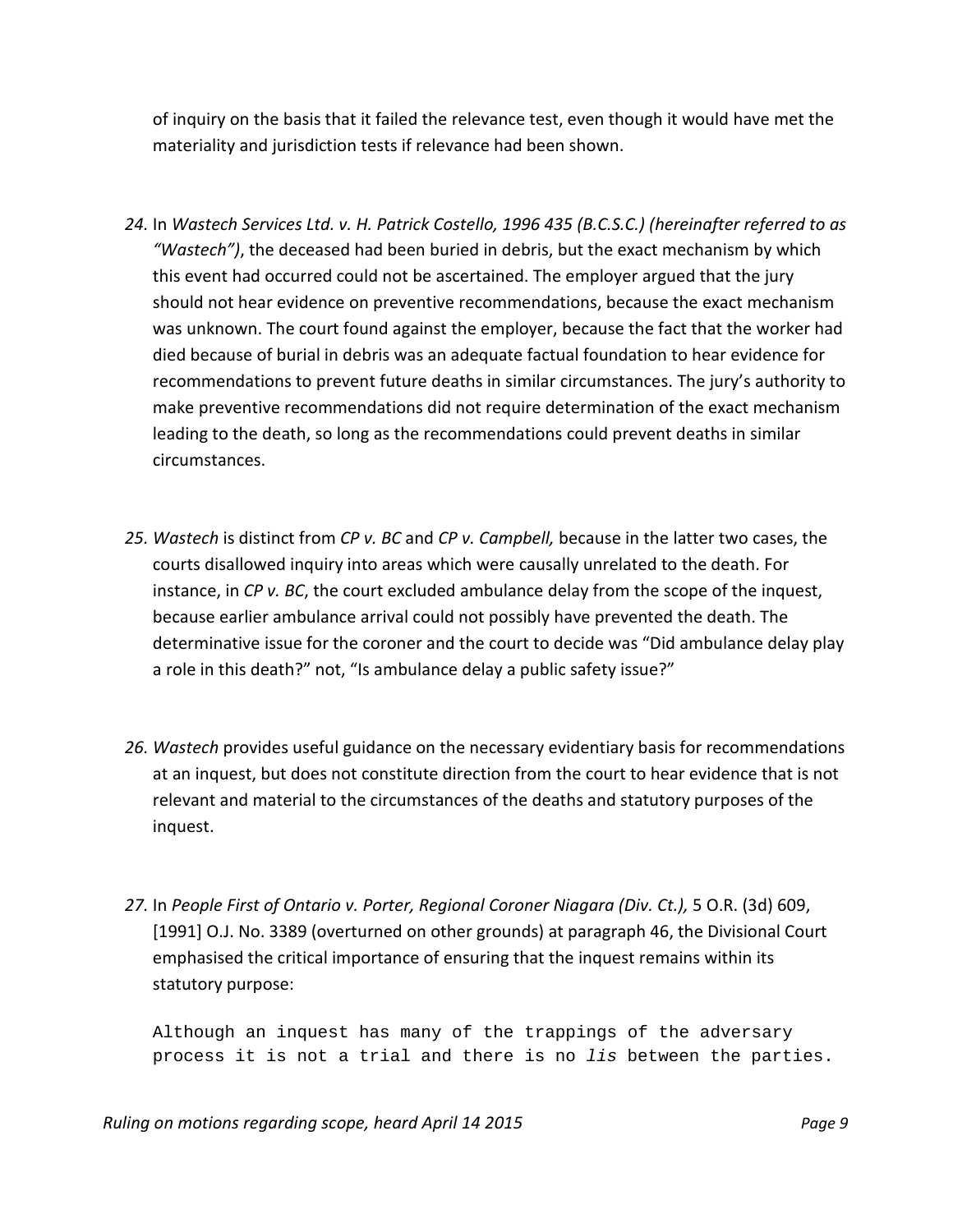of inquiry on the basis that it failed the relevance test, even though it would have met the materiality and jurisdiction tests if relevance had been shown.

*24.* In *Wastech Services Ltd. v. H. Patrick Costello, 1996 435 (B.C.S.C.) (hereinafter referred to as "Wastech")*, the deceased had been buried in debris, but the exact mechanism by which this event had occurred could not be ascertained. The employer argued that the jury should not hear evidence on preventive recommendations, because the exact mechanism was unknown. The court found against the employer, because the fact that the worker had died because of burial in debris was an adequate factual foundation to hear evidence for recommendations to prevent future deaths in similar circumstances. The jury's authority to make preventive recommendations did not require determination of the exact mechanism leading to the death, so long as the recommendations could prevent deaths in similar circumstances.

*25.* *Wastech* is distinct from *CP v. BC* and *CP v. Campbell,* because in the latter two cases, the courts disallowed inquiry into areas which were causally unrelated to the death. For instance, in *CP v. BC*, the court excluded ambulance delay from the scope of the inquest, because earlier ambulance arrival could not possibly have prevented the death. The determinative issue for the coroner and the court to decide was "Did ambulance delay play a role in this death?" not, "Is ambulance delay a public safety issue?"

*26.* *Wastech* provides useful guidance on the necessary evidentiary basis for recommendations at an inquest, but does not constitute direction from the court to hear evidence that is not relevant and material to the circumstances of the deaths and statutory purposes of the inquest.

*27.* In *People First of Ontario v. Porter, Regional Coroner Niagara (Div. Ct.),* 5 O.R. (3d) 609, [1991] O.J. No. 3389 (overturned on other grounds) at paragraph 46, the Divisional Court emphasised the critical importance of ensuring that the inquest remains within its statutory purpose:

> Although an inquest has many of the trappings of the adversary process it is not a trial and there is no *lis* between the parties.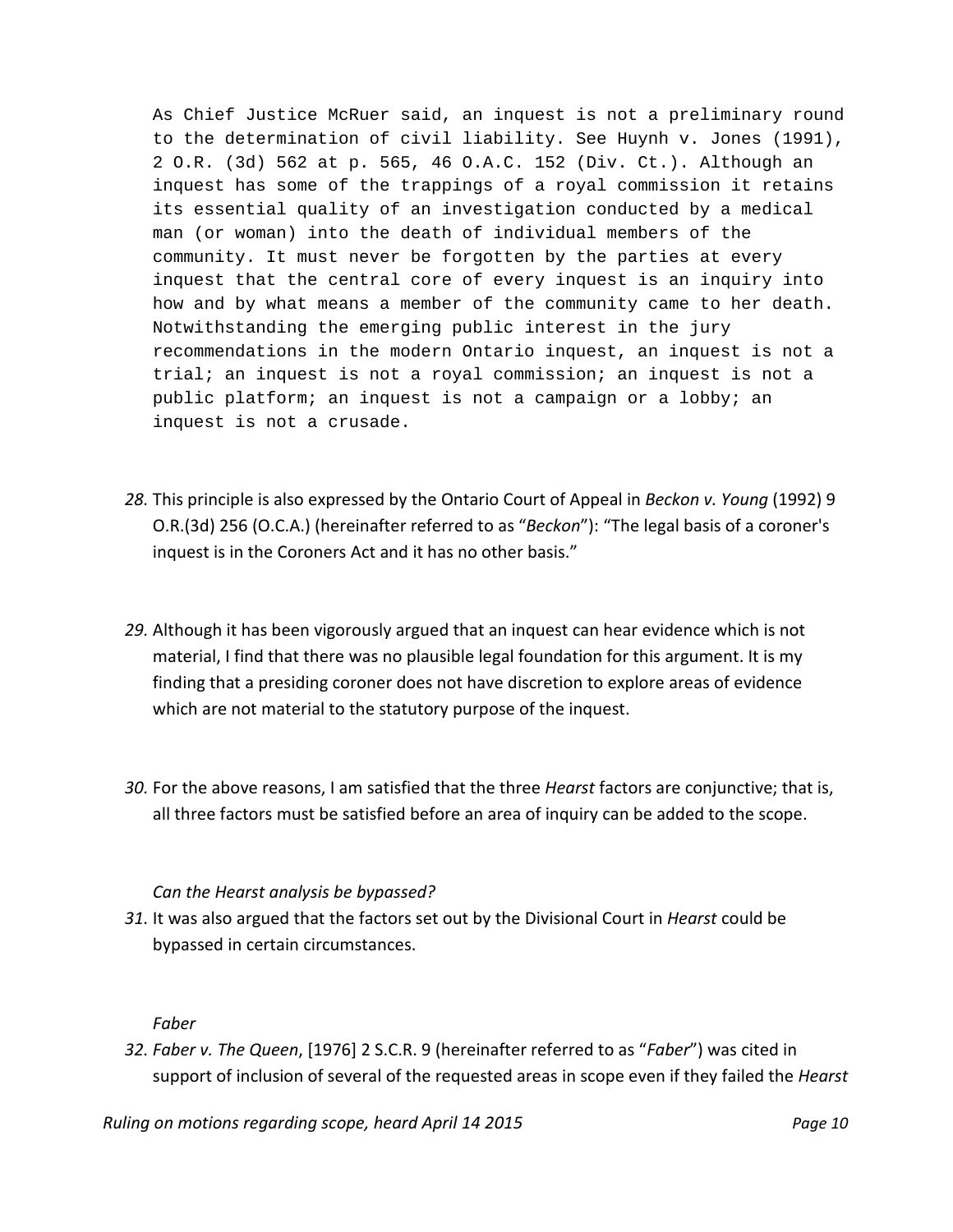> As Chief Justice McRuer said, an inquest is not a preliminary round to the determination of civil liability. See Huynh v. Jones (1991), 2 O.R. (3d) 562 at p. 565, 46 O.A.C. 152 (Div. Ct.). Although an inquest has some of the trappings of a royal commission it retains its essential quality of an investigation conducted by a medical man (or woman) into the death of individual members of the community. It must never be forgotten by the parties at every inquest that the central core of every inquest is an inquiry into how and by what means a member of the community came to her death. Notwithstanding the emerging public interest in the jury recommendations in the modern Ontario inquest, an inquest is not a trial; an inquest is not a royal commission; an inquest is not a public platform; an inquest is not a campaign or a lobby; an inquest is not a crusade.

*28.* This principle is also expressed by the Ontario Court of Appeal in *Beckon v. Young* (1992) 9 O.R.(3d) 256 (O.C.A.) (hereinafter referred to as "*Beckon*"): "The legal basis of a coroner's inquest is in the Coroners Act and it has no other basis."

*29.* Although it has been vigorously argued that an inquest can hear evidence which is not material, I find that there was no plausible legal foundation for this argument. It is my finding that a presiding coroner does not have discretion to explore areas of evidence which are not material to the statutory purpose of the inquest.

*30.* For the above reasons, I am satisfied that the three *Hearst* factors are conjunctive; that is, all three factors must be satisfied before an area of inquiry can be added to the scope.

*Can the Hearst analysis be bypassed?*

*31.* It was also argued that the factors set out by the Divisional Court in *Hearst* could be bypassed in certain circumstances.

*Faber*

*32.* *Faber v. The Queen*, [1976] 2 S.C.R. 9 (hereinafter referred to as "*Faber*") was cited in support of inclusion of several of the requested areas in scope even if they failed the *Hearst*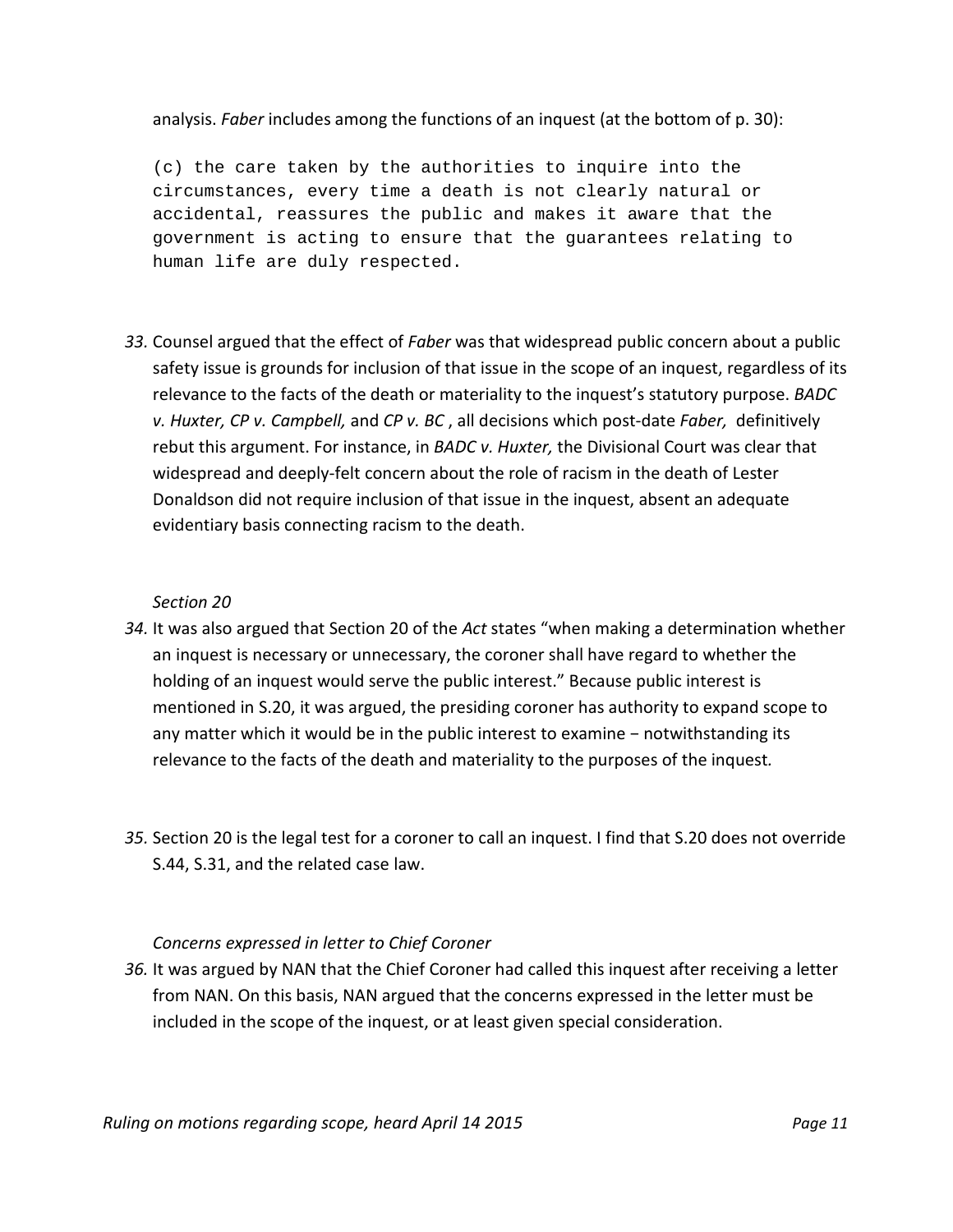analysis. *Faber* includes among the functions of an inquest (at the bottom of p. 30):

```
(c) the care taken by the authorities to inquire into the
circumstances, every time a death is not clearly natural or
accidental, reassures the public and makes it aware that the
government is acting to ensure that the guarantees relating to
human life are duly respected.
```

*33.* Counsel argued that the effect of *Faber* was that widespread public concern about a public safety issue is grounds for inclusion of that issue in the scope of an inquest, regardless of its relevance to the facts of the death or materiality to the inquest's statutory purpose. *BADC v. Huxter, CP v. Campbell,* and *CP v. BC* , all decisions which post-date *Faber,* definitively rebut this argument. For instance, in *BADC v. Huxter,* the Divisional Court was clear that widespread and deeply-felt concern about the role of racism in the death of Lester Donaldson did not require inclusion of that issue in the inquest, absent an adequate evidentiary basis connecting racism to the death.

*Section 20*

*34.* It was also argued that Section 20 of the *Act* states "when making a determination whether an inquest is necessary or unnecessary, the coroner shall have regard to whether the holding of an inquest would serve the public interest." Because public interest is mentioned in S.20, it was argued, the presiding coroner has authority to expand scope to any matter which it would be in the public interest to examine − notwithstanding its relevance to the facts of the death and materiality to the purposes of the inquest.

*35.* Section 20 is the legal test for a coroner to call an inquest. I find that S.20 does not override S.44, S.31, and the related case law.

*Concerns expressed in letter to Chief Coroner*

*36.* It was argued by NAN that the Chief Coroner had called this inquest after receiving a letter from NAN. On this basis, NAN argued that the concerns expressed in the letter must be included in the scope of the inquest, or at least given special consideration.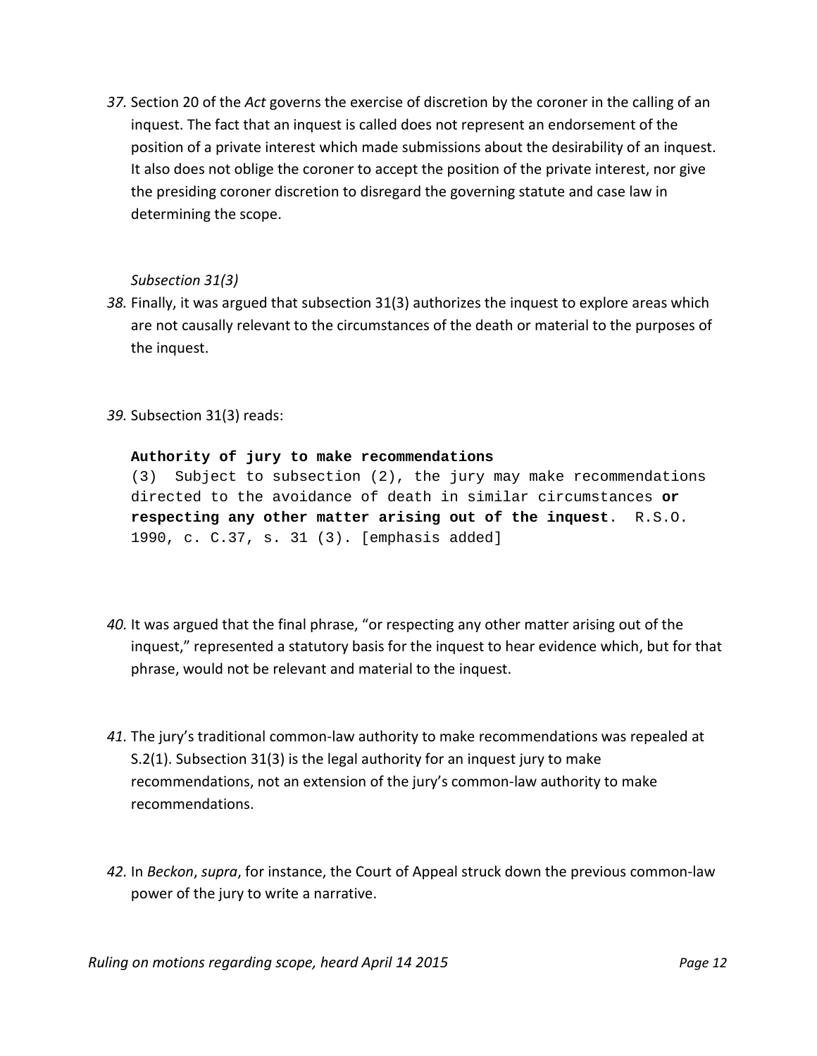*37.* Section 20 of the *Act* governs the exercise of discretion by the coroner in the calling of an inquest. The fact that an inquest is called does not represent an endorsement of the position of a private interest which made submissions about the desirability of an inquest. It also does not oblige the coroner to accept the position of the private interest, nor give the presiding coroner discretion to disregard the governing statute and case law in determining the scope.

*Subsection 31(3)*

*38.* Finally, it was argued that subsection 31(3) authorizes the inquest to explore areas which are not causally relevant to the circumstances of the death or material to the purposes of the inquest.

*39.* Subsection 31(3) reads:

> **Authority of jury to make recommendations**
> (3) Subject to subsection (2), the jury may make recommendations directed to the avoidance of death in similar circumstances **or respecting any other matter arising out of the inquest**. R.S.O. 1990, c. C.37, s. 31 (3). [emphasis added]

*40.* It was argued that the final phrase, "or respecting any other matter arising out of the inquest," represented a statutory basis for the inquest to hear evidence which, but for that phrase, would not be relevant and material to the inquest.

*41.* The jury's traditional common-law authority to make recommendations was repealed at S.2(1). Subsection 31(3) is the legal authority for an inquest jury to make recommendations, not an extension of the jury's common-law authority to make recommendations.

*42.* In *Beckon*, *supra*, for instance, the Court of Appeal struck down the previous common-law power of the jury to write a narrative.

*Ruling on motions regarding scope, heard April 14 2015*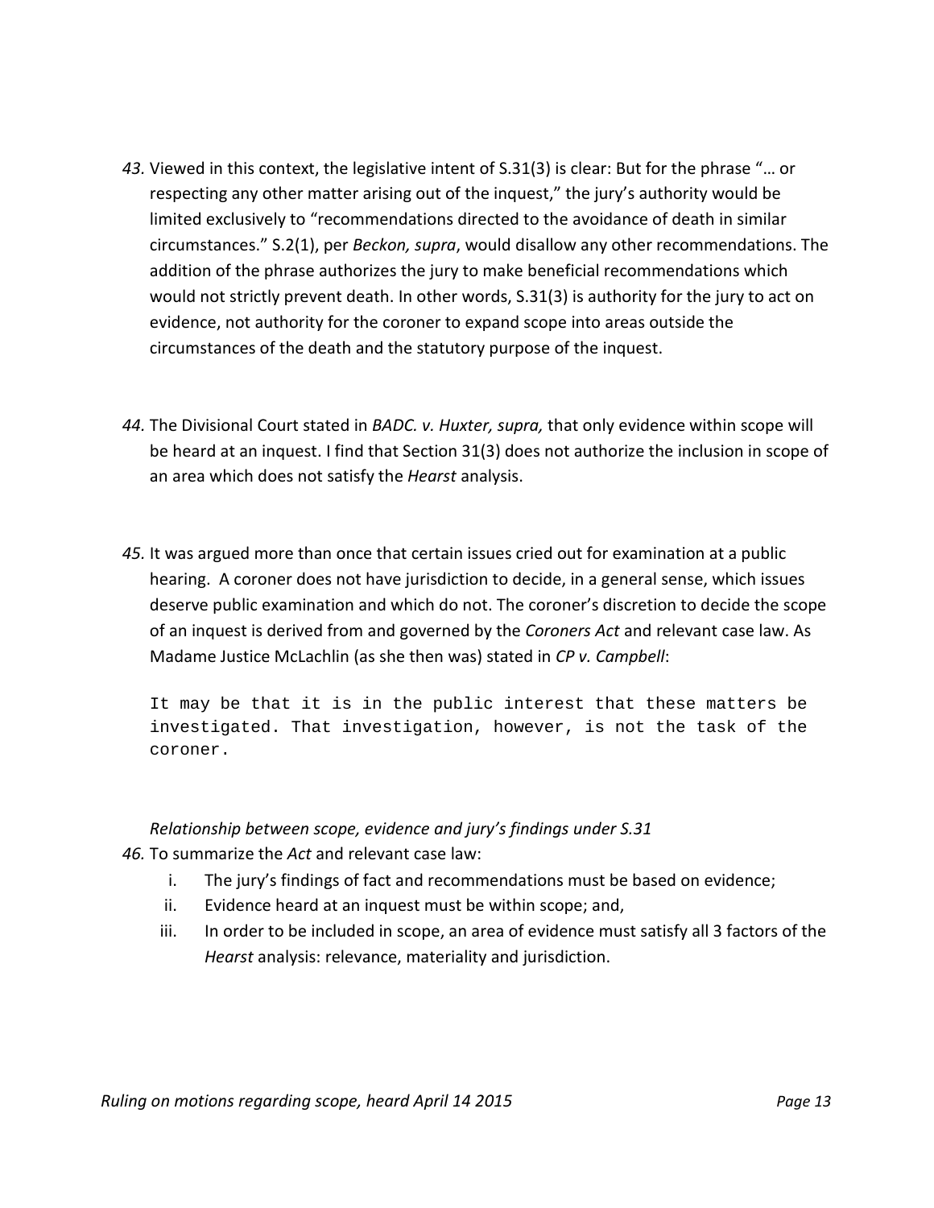*43.* Viewed in this context, the legislative intent of S.31(3) is clear: But for the phrase "… or respecting any other matter arising out of the inquest," the jury's authority would be limited exclusively to "recommendations directed to the avoidance of death in similar circumstances." S.2(1), per *Beckon, supra*, would disallow any other recommendations. The addition of the phrase authorizes the jury to make beneficial recommendations which would not strictly prevent death. In other words, S.31(3) is authority for the jury to act on evidence, not authority for the coroner to expand scope into areas outside the circumstances of the death and the statutory purpose of the inquest.

*44.* The Divisional Court stated in *BADC. v. Huxter, supra,* that only evidence within scope will be heard at an inquest. I find that Section 31(3) does not authorize the inclusion in scope of an area which does not satisfy the *Hearst* analysis.

*45.* It was argued more than once that certain issues cried out for examination at a public hearing. A coroner does not have jurisdiction to decide, in a general sense, which issues deserve public examination and which do not. The coroner's discretion to decide the scope of an inquest is derived from and governed by the *Coroners Act* and relevant case law. As Madame Justice McLachlin (as she then was) stated in *CP v. Campbell*:

> It may be that it is in the public interest that these matters be investigated. That investigation, however, is not the task of the coroner.

*Relationship between scope, evidence and jury's findings under S.31*

*46.* To summarize the *Act* and relevant case law:

i. The jury's findings of fact and recommendations must be based on evidence;
ii. Evidence heard at an inquest must be within scope; and,
iii. In order to be included in scope, an area of evidence must satisfy all 3 factors of the *Hearst* analysis: relevance, materiality and jurisdiction.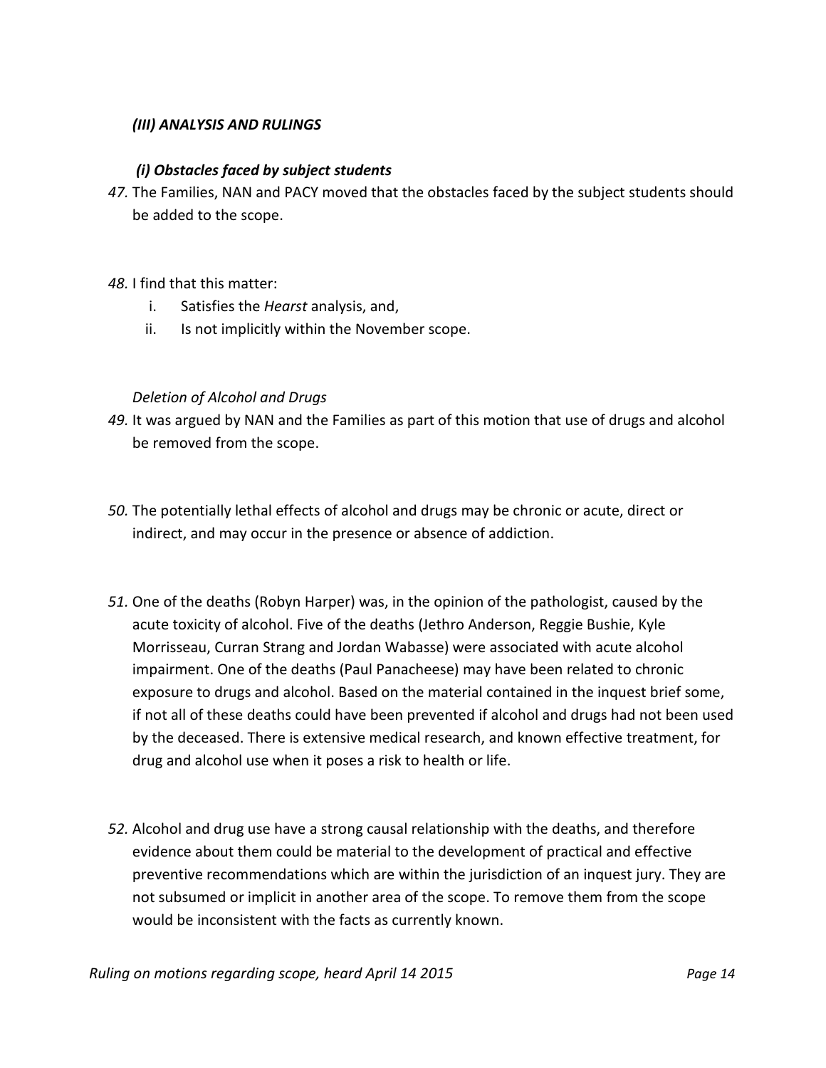## *(III) ANALYSIS AND RULINGS*

### *(i) Obstacles faced by subject students*

*47.* The Families, NAN and PACY moved that the obstacles faced by the subject students should be added to the scope.

*48.* I find that this matter:

i. Satisfies the *Hearst* analysis, and,
ii. Is not implicitly within the November scope.

*Deletion of Alcohol and Drugs*

*49.* It was argued by NAN and the Families as part of this motion that use of drugs and alcohol be removed from the scope.

*50.* The potentially lethal effects of alcohol and drugs may be chronic or acute, direct or indirect, and may occur in the presence or absence of addiction.

*51.* One of the deaths (Robyn Harper) was, in the opinion of the pathologist, caused by the acute toxicity of alcohol. Five of the deaths (Jethro Anderson, Reggie Bushie, Kyle Morrisseau, Curran Strang and Jordan Wabasse) were associated with acute alcohol impairment. One of the deaths (Paul Panacheese) may have been related to chronic exposure to drugs and alcohol. Based on the material contained in the inquest brief some, if not all of these deaths could have been prevented if alcohol and drugs had not been used by the deceased. There is extensive medical research, and known effective treatment, for drug and alcohol use when it poses a risk to health or life.

*52.* Alcohol and drug use have a strong causal relationship with the deaths, and therefore evidence about them could be material to the development of practical and effective preventive recommendations which are within the jurisdiction of an inquest jury. They are not subsumed or implicit in another area of the scope. To remove them from the scope would be inconsistent with the facts as currently known.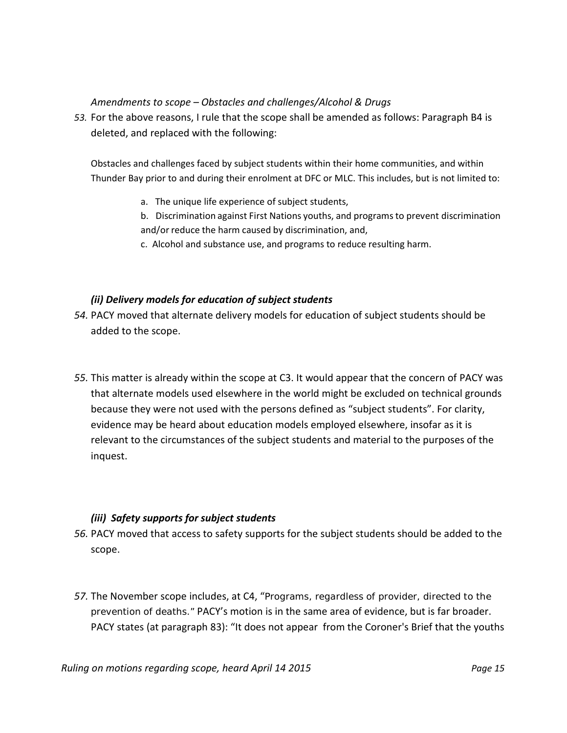*Amendments to scope – Obstacles and challenges/Alcohol & Drugs*

*53.* For the above reasons, I rule that the scope shall be amended as follows: Paragraph B4 is deleted, and replaced with the following:

Obstacles and challenges faced by subject students within their home communities, and within Thunder Bay prior to and during their enrolment at DFC or MLC. This includes, but is not limited to:

a. The unique life experience of subject students,

b. Discrimination against First Nations youths, and programs to prevent discrimination and/or reduce the harm caused by discrimination, and,

c. Alcohol and substance use, and programs to reduce resulting harm.

### *(ii) Delivery models for education of subject students*

*54.* PACY moved that alternate delivery models for education of subject students should be added to the scope.

*55.* This matter is already within the scope at C3. It would appear that the concern of PACY was that alternate models used elsewhere in the world might be excluded on technical grounds because they were not used with the persons defined as "subject students". For clarity, evidence may be heard about education models employed elsewhere, insofar as it is relevant to the circumstances of the subject students and material to the purposes of the inquest.

### *(iii) Safety supports for subject students*

*56.* PACY moved that access to safety supports for the subject students should be added to the scope.

*57.* The November scope includes, at C4, "Programs, regardless of provider, directed to the prevention of deaths." PACY's motion is in the same area of evidence, but is far broader. PACY states (at paragraph 83): "It does not appear from the Coroner's Brief that the youths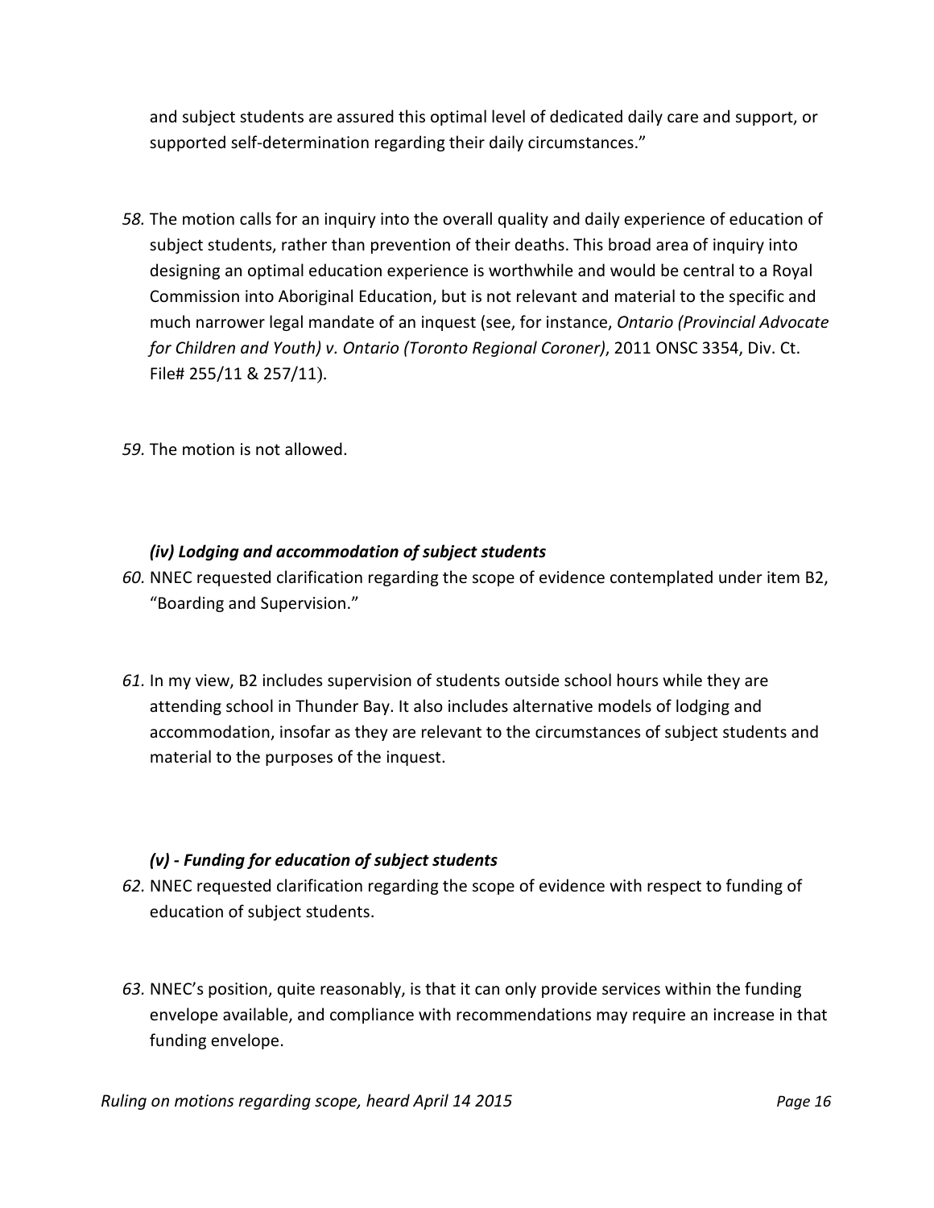and subject students are assured this optimal level of dedicated daily care and support, or supported self-determination regarding their daily circumstances."

*58.* The motion calls for an inquiry into the overall quality and daily experience of education of subject students, rather than prevention of their deaths. This broad area of inquiry into designing an optimal education experience is worthwhile and would be central to a Royal Commission into Aboriginal Education, but is not relevant and material to the specific and much narrower legal mandate of an inquest (see, for instance, *Ontario (Provincial Advocate for Children and Youth) v. Ontario (Toronto Regional Coroner)*, 2011 ONSC 3354, Div. Ct. File# 255/11 & 257/11).

*59.* The motion is not allowed.

***(iv) Lodging and accommodation of subject students***

*60.* NNEC requested clarification regarding the scope of evidence contemplated under item B2, "Boarding and Supervision."

*61.* In my view, B2 includes supervision of students outside school hours while they are attending school in Thunder Bay. It also includes alternative models of lodging and accommodation, insofar as they are relevant to the circumstances of subject students and material to the purposes of the inquest.

***(v) - Funding for education of subject students***

*62.* NNEC requested clarification regarding the scope of evidence with respect to funding of education of subject students.

*63.* NNEC's position, quite reasonably, is that it can only provide services within the funding envelope available, and compliance with recommendations may require an increase in that funding envelope.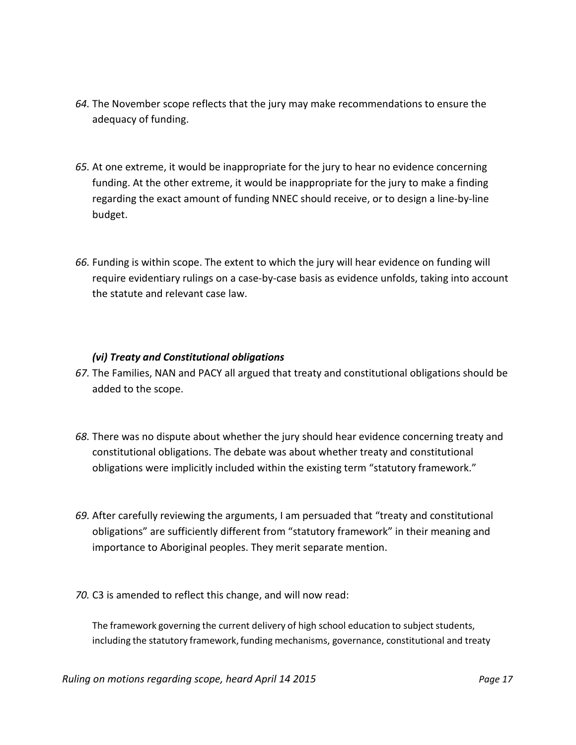*64.* The November scope reflects that the jury may make recommendations to ensure the adequacy of funding.

*65.* At one extreme, it would be inappropriate for the jury to hear no evidence concerning funding. At the other extreme, it would be inappropriate for the jury to make a finding regarding the exact amount of funding NNEC should receive, or to design a line-by-line budget.

*66.* Funding is within scope. The extent to which the jury will hear evidence on funding will require evidentiary rulings on a case-by-case basis as evidence unfolds, taking into account the statute and relevant case law.

#### *(vi) Treaty and Constitutional obligations*

*67.* The Families, NAN and PACY all argued that treaty and constitutional obligations should be added to the scope.

*68.* There was no dispute about whether the jury should hear evidence concerning treaty and constitutional obligations. The debate was about whether treaty and constitutional obligations were implicitly included within the existing term "statutory framework."

*69.* After carefully reviewing the arguments, I am persuaded that "treaty and constitutional obligations" are sufficiently different from "statutory framework" in their meaning and importance to Aboriginal peoples. They merit separate mention.

*70.* C3 is amended to reflect this change, and will now read:

> The framework governing the current delivery of high school education to subject students, including the statutory framework, funding mechanisms, governance, constitutional and treaty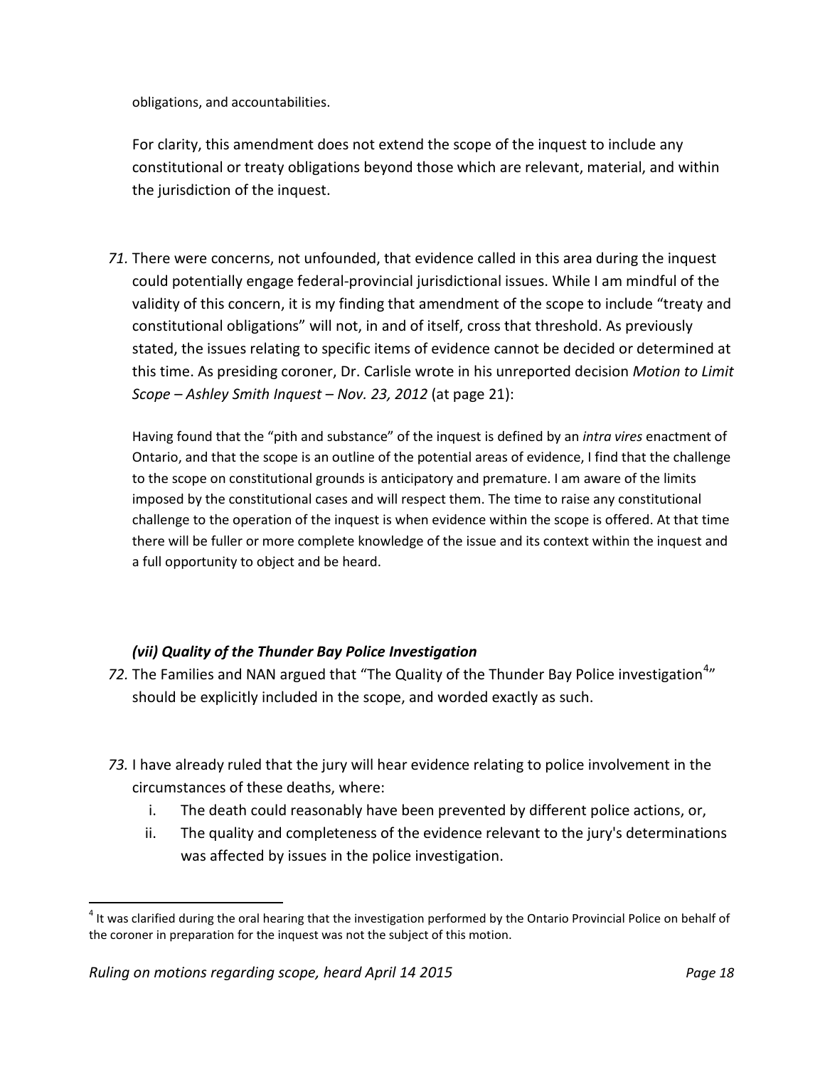obligations, and accountabilities.

For clarity, this amendment does not extend the scope of the inquest to include any constitutional or treaty obligations beyond those which are relevant, material, and within the jurisdiction of the inquest.

71. There were concerns, not unfounded, that evidence called in this area during the inquest could potentially engage federal-provincial jurisdictional issues. While I am mindful of the validity of this concern, it is my finding that amendment of the scope to include "treaty and constitutional obligations" will not, in and of itself, cross that threshold. As previously stated, the issues relating to specific items of evidence cannot be decided or determined at this time. As presiding coroner, Dr. Carlisle wrote in his unreported decision *Motion to Limit Scope – Ashley Smith Inquest – Nov. 23, 2012* (at page 21):

> Having found that the "pith and substance" of the inquest is defined by an *intra vires* enactment of Ontario, and that the scope is an outline of the potential areas of evidence, I find that the challenge to the scope on constitutional grounds is anticipatory and premature. I am aware of the limits imposed by the constitutional cases and will respect them. The time to raise any constitutional challenge to the operation of the inquest is when evidence within the scope is offered. At that time there will be fuller or more complete knowledge of the issue and its context within the inquest and a full opportunity to object and be heard.

### *(vii) Quality of the Thunder Bay Police Investigation*

72. The Families and NAN argued that "The Quality of the Thunder Bay Police investigation[4]" should be explicitly included in the scope, and worded exactly as such.

73. I have already ruled that the jury will hear evidence relating to police involvement in the circumstances of these deaths, where:
    i. The death could reasonably have been prevented by different police actions, or,
    ii. The quality and completeness of the evidence relevant to the jury's determinations was affected by issues in the police investigation.

[4] It was clarified during the oral hearing that the investigation performed by the Ontario Provincial Police on behalf of the coroner in preparation for the inquest was not the subject of this motion.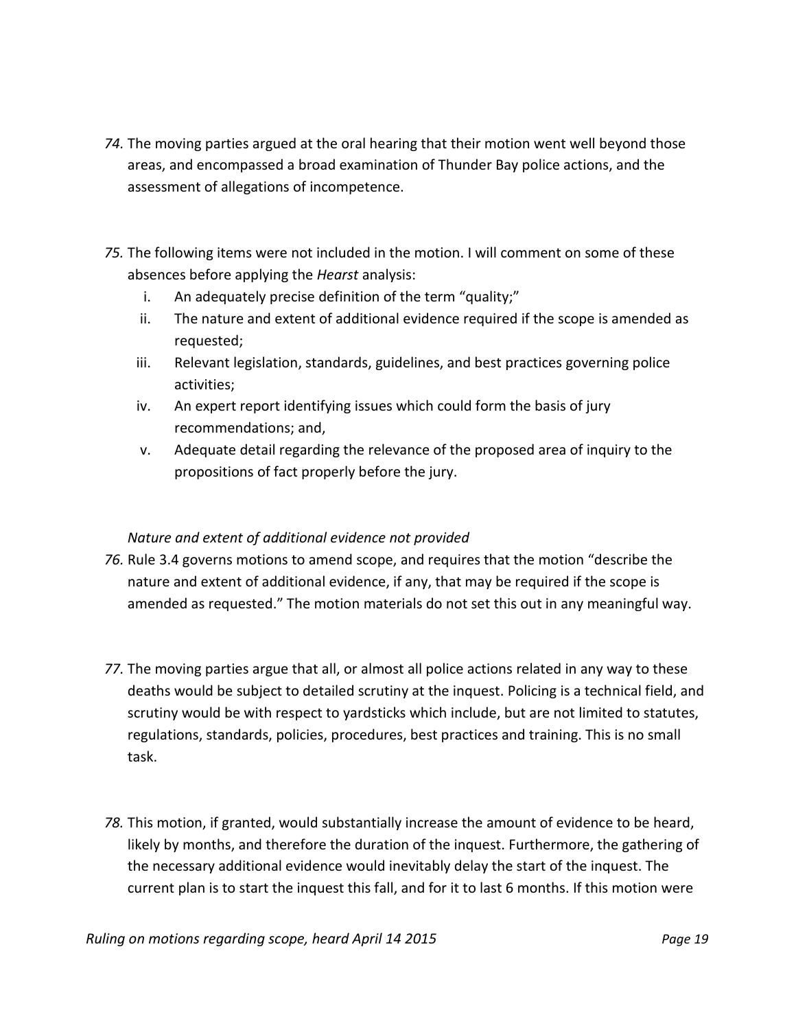*74.* The moving parties argued at the oral hearing that their motion went well beyond those areas, and encompassed a broad examination of Thunder Bay police actions, and the assessment of allegations of incompetence.

*75.* The following items were not included in the motion. I will comment on some of these absences before applying the *Hearst* analysis:

i. An adequately precise definition of the term "quality;"
ii. The nature and extent of additional evidence required if the scope is amended as requested;
iii. Relevant legislation, standards, guidelines, and best practices governing police activities;
iv. An expert report identifying issues which could form the basis of jury recommendations; and,
v. Adequate detail regarding the relevance of the proposed area of inquiry to the propositions of fact properly before the jury.

*Nature and extent of additional evidence not provided*

*76.* Rule 3.4 governs motions to amend scope, and requires that the motion "describe the nature and extent of additional evidence, if any, that may be required if the scope is amended as requested." The motion materials do not set this out in any meaningful way.

*77.* The moving parties argue that all, or almost all police actions related in any way to these deaths would be subject to detailed scrutiny at the inquest. Policing is a technical field, and scrutiny would be with respect to yardsticks which include, but are not limited to statutes, regulations, standards, policies, procedures, best practices and training. This is no small task.

*78.* This motion, if granted, would substantially increase the amount of evidence to be heard, likely by months, and therefore the duration of the inquest. Furthermore, the gathering of the necessary additional evidence would inevitably delay the start of the inquest. The current plan is to start the inquest this fall, and for it to last 6 months. If this motion were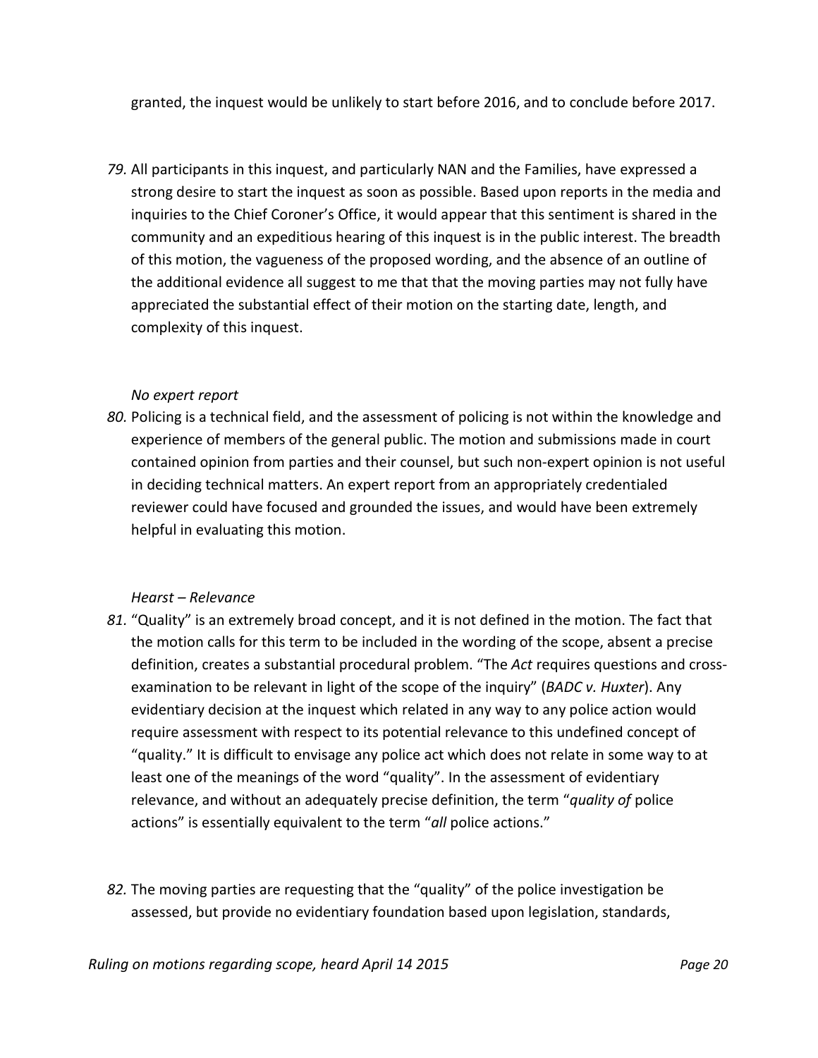granted, the inquest would be unlikely to start before 2016, and to conclude before 2017.

*79.* All participants in this inquest, and particularly NAN and the Families, have expressed a strong desire to start the inquest as soon as possible. Based upon reports in the media and inquiries to the Chief Coroner's Office, it would appear that this sentiment is shared in the community and an expeditious hearing of this inquest is in the public interest. The breadth of this motion, the vagueness of the proposed wording, and the absence of an outline of the additional evidence all suggest to me that that the moving parties may not fully have appreciated the substantial effect of their motion on the starting date, length, and complexity of this inquest.

*No expert report*

*80.* Policing is a technical field, and the assessment of policing is not within the knowledge and experience of members of the general public. The motion and submissions made in court contained opinion from parties and their counsel, but such non-expert opinion is not useful in deciding technical matters. An expert report from an appropriately credentialed reviewer could have focused and grounded the issues, and would have been extremely helpful in evaluating this motion.

*Hearst – Relevance*

*81.* "Quality" is an extremely broad concept, and it is not defined in the motion. The fact that the motion calls for this term to be included in the wording of the scope, absent a precise definition, creates a substantial procedural problem. "The *Act* requires questions and cross-examination to be relevant in light of the scope of the inquiry" (*BADC v. Huxter*). Any evidentiary decision at the inquest which related in any way to any police action would require assessment with respect to its potential relevance to this undefined concept of "quality." It is difficult to envisage any police act which does not relate in some way to at least one of the meanings of the word "quality". In the assessment of evidentiary relevance, and without an adequately precise definition, the term "*quality of* police actions" is essentially equivalent to the term "*all* police actions."

*82.* The moving parties are requesting that the "quality" of the police investigation be assessed, but provide no evidentiary foundation based upon legislation, standards,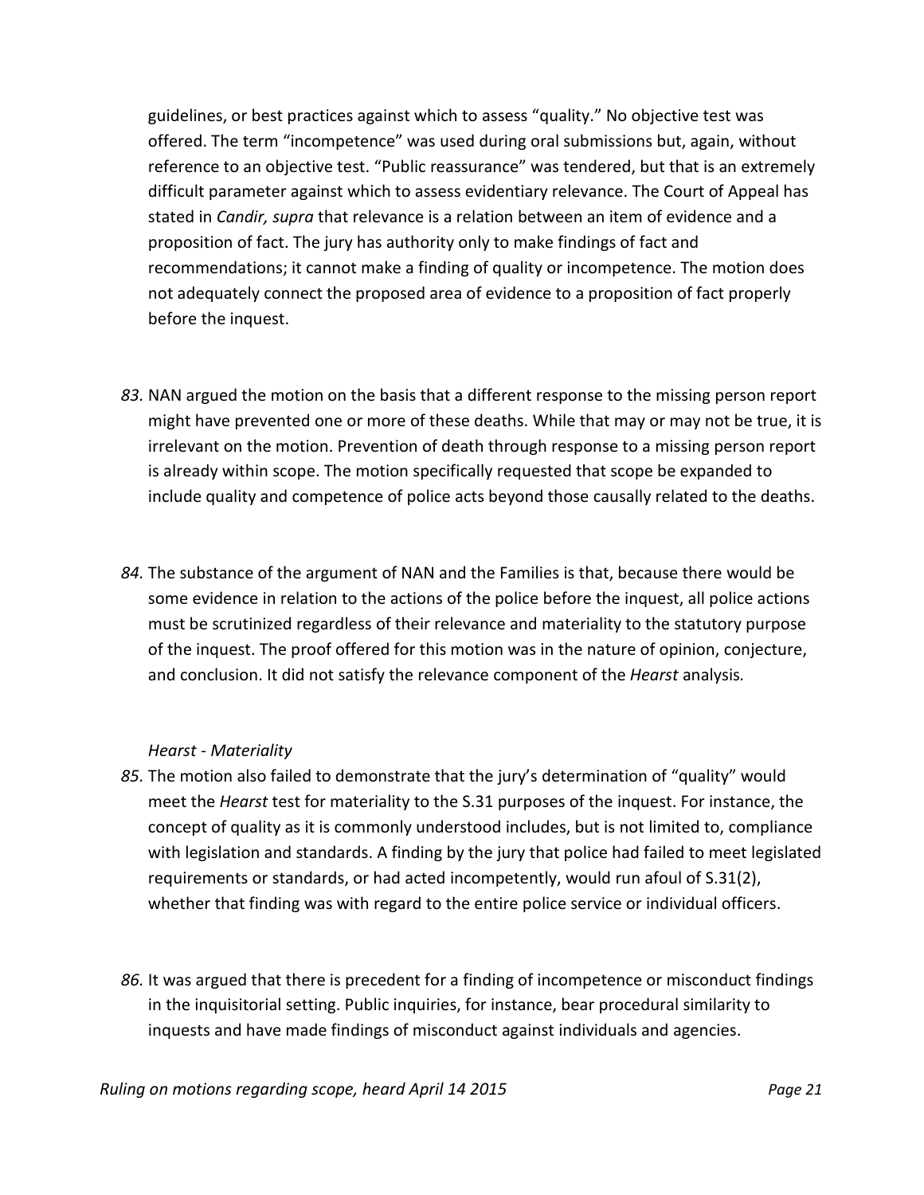guidelines, or best practices against which to assess "quality." No objective test was offered. The term "incompetence" was used during oral submissions but, again, without reference to an objective test. "Public reassurance" was tendered, but that is an extremely difficult parameter against which to assess evidentiary relevance. The Court of Appeal has stated in *Candir, supra* that relevance is a relation between an item of evidence and a proposition of fact. The jury has authority only to make findings of fact and recommendations; it cannot make a finding of quality or incompetence. The motion does not adequately connect the proposed area of evidence to a proposition of fact properly before the inquest.

*83.* NAN argued the motion on the basis that a different response to the missing person report might have prevented one or more of these deaths. While that may or may not be true, it is irrelevant on the motion. Prevention of death through response to a missing person report is already within scope. The motion specifically requested that scope be expanded to include quality and competence of police acts beyond those causally related to the deaths.

*84.* The substance of the argument of NAN and the Families is that, because there would be some evidence in relation to the actions of the police before the inquest, all police actions must be scrutinized regardless of their relevance and materiality to the statutory purpose of the inquest. The proof offered for this motion was in the nature of opinion, conjecture, and conclusion. It did not satisfy the relevance component of the *Hearst* analysis.

*Hearst - Materiality*

*85.* The motion also failed to demonstrate that the jury's determination of "quality" would meet the *Hearst* test for materiality to the S.31 purposes of the inquest. For instance, the concept of quality as it is commonly understood includes, but is not limited to, compliance with legislation and standards. A finding by the jury that police had failed to meet legislated requirements or standards, or had acted incompetently, would run afoul of S.31(2), whether that finding was with regard to the entire police service or individual officers.

*86.* It was argued that there is precedent for a finding of incompetence or misconduct findings in the inquisitorial setting. Public inquiries, for instance, bear procedural similarity to inquests and have made findings of misconduct against individuals and agencies.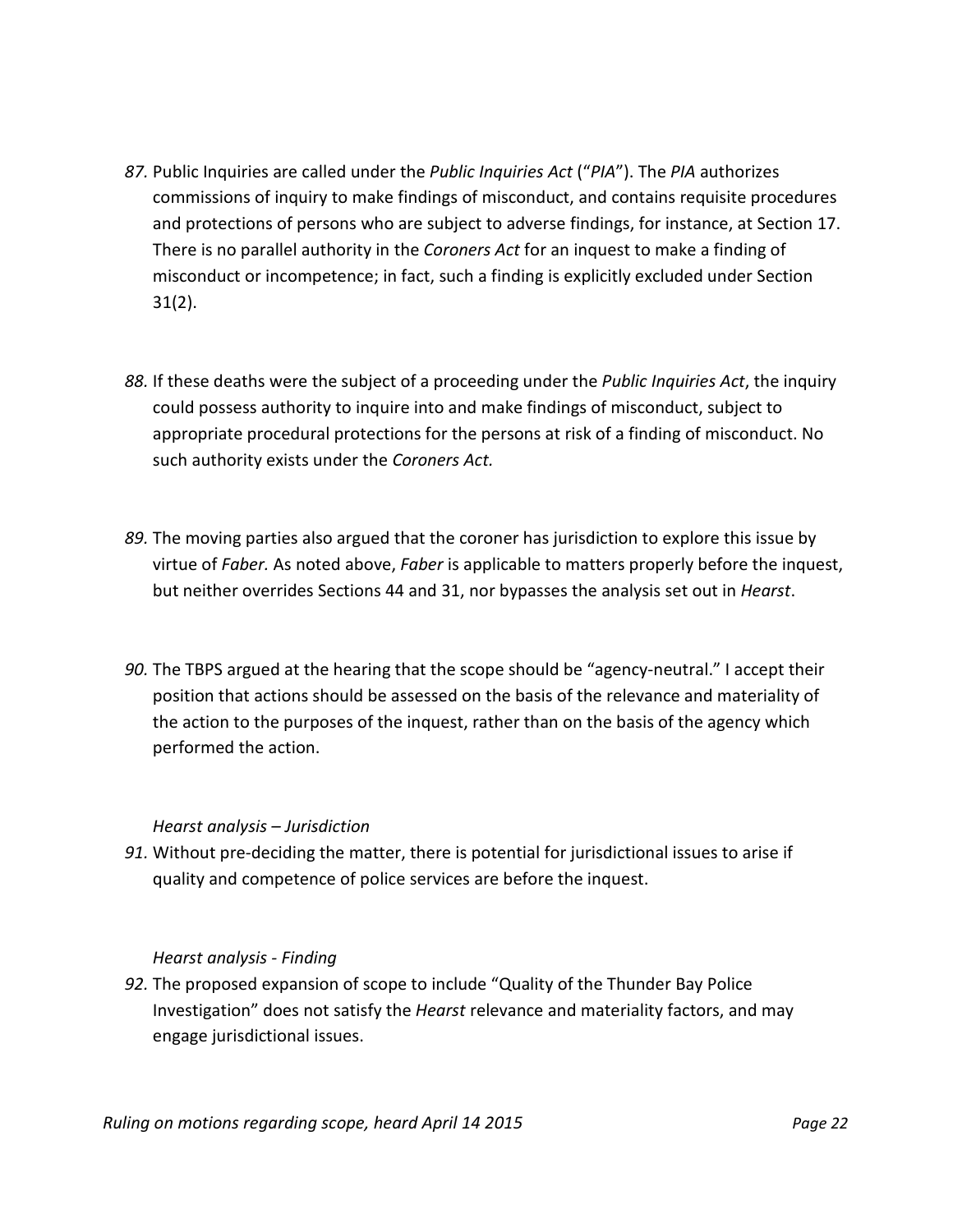*87.* Public Inquiries are called under the *Public Inquiries Act* ("*PIA*"). The *PIA* authorizes commissions of inquiry to make findings of misconduct, and contains requisite procedures and protections of persons who are subject to adverse findings, for instance, at Section 17. There is no parallel authority in the *Coroners Act* for an inquest to make a finding of misconduct or incompetence; in fact, such a finding is explicitly excluded under Section 31(2).

*88.* If these deaths were the subject of a proceeding under the *Public Inquiries Act*, the inquiry could possess authority to inquire into and make findings of misconduct, subject to appropriate procedural protections for the persons at risk of a finding of misconduct. No such authority exists under the *Coroners Act.*

*89.* The moving parties also argued that the coroner has jurisdiction to explore this issue by virtue of *Faber.* As noted above, *Faber* is applicable to matters properly before the inquest, but neither overrides Sections 44 and 31, nor bypasses the analysis set out in *Hearst*.

*90.* The TBPS argued at the hearing that the scope should be "agency-neutral." I accept their position that actions should be assessed on the basis of the relevance and materiality of the action to the purposes of the inquest, rather than on the basis of the agency which performed the action.

*Hearst analysis – Jurisdiction*

*91.* Without pre-deciding the matter, there is potential for jurisdictional issues to arise if quality and competence of police services are before the inquest.

*Hearst analysis - Finding*

*92.* The proposed expansion of scope to include "Quality of the Thunder Bay Police Investigation" does not satisfy the *Hearst* relevance and materiality factors, and may engage jurisdictional issues.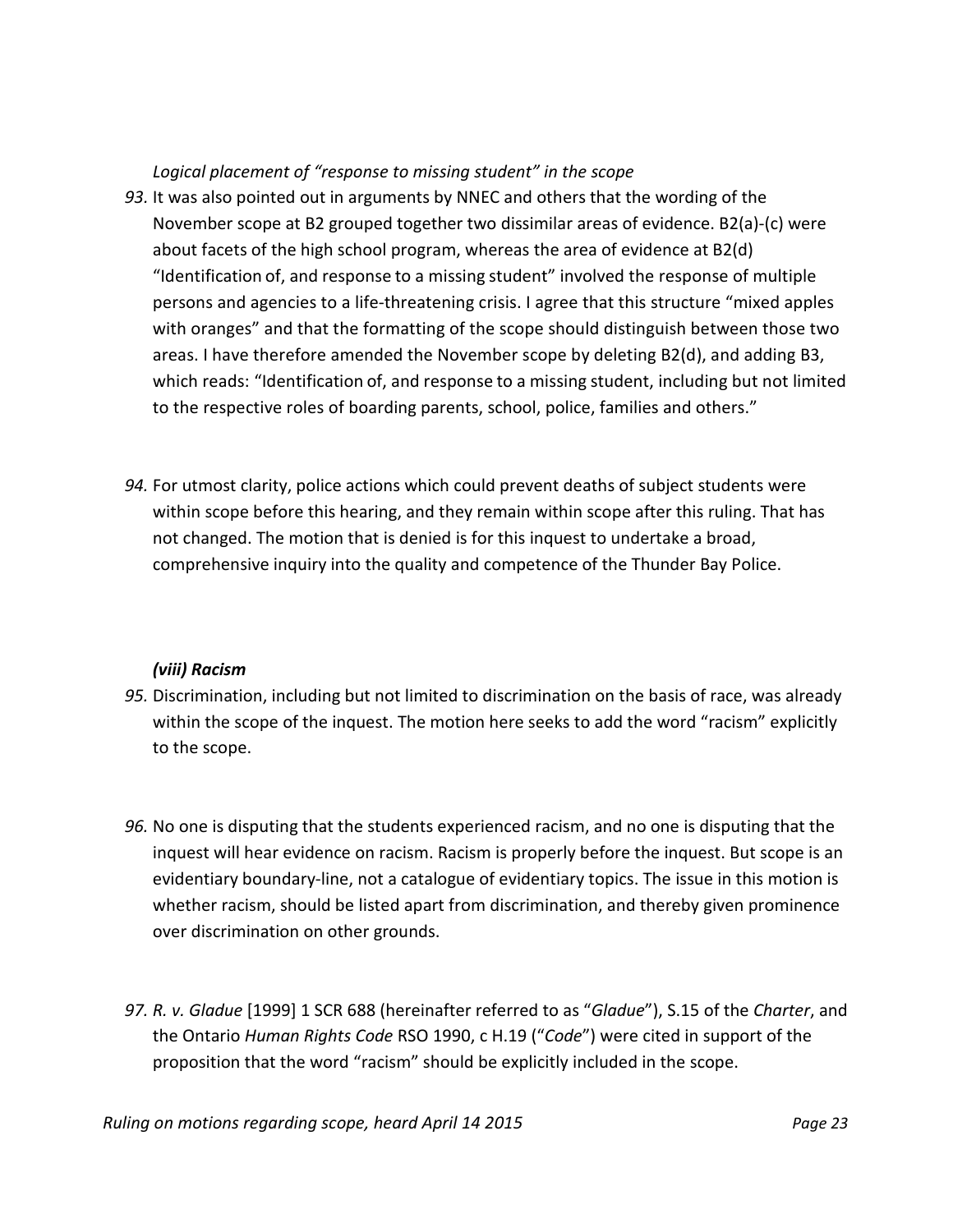*Logical placement of "response to missing student" in the scope*

*93.* It was also pointed out in arguments by NNEC and others that the wording of the November scope at B2 grouped together two dissimilar areas of evidence. B2(a)-(c) were about facets of the high school program, whereas the area of evidence at B2(d) "Identification of, and response to a missing student" involved the response of multiple persons and agencies to a life-threatening crisis. I agree that this structure "mixed apples with oranges" and that the formatting of the scope should distinguish between those two areas. I have therefore amended the November scope by deleting B2(d), and adding B3, which reads: "Identification of, and response to a missing student, including but not limited to the respective roles of boarding parents, school, police, families and others."

*94.* For utmost clarity, police actions which could prevent deaths of subject students were within scope before this hearing, and they remain within scope after this ruling. That has not changed. The motion that is denied is for this inquest to undertake a broad, comprehensive inquiry into the quality and competence of the Thunder Bay Police.

***(viii) Racism***

*95.* Discrimination, including but not limited to discrimination on the basis of race, was already within the scope of the inquest. The motion here seeks to add the word "racism" explicitly to the scope.

*96.* No one is disputing that the students experienced racism, and no one is disputing that the inquest will hear evidence on racism. Racism is properly before the inquest. But scope is an evidentiary boundary-line, not a catalogue of evidentiary topics. The issue in this motion is whether racism, should be listed apart from discrimination, and thereby given prominence over discrimination on other grounds.

*97. R. v. Gladue* [1999] 1 SCR 688 (hereinafter referred to as "*Gladue*"), S.15 of the *Charter*, and the Ontario *Human Rights Code* RSO 1990, c H.19 ("*Code*") were cited in support of the proposition that the word "racism" should be explicitly included in the scope.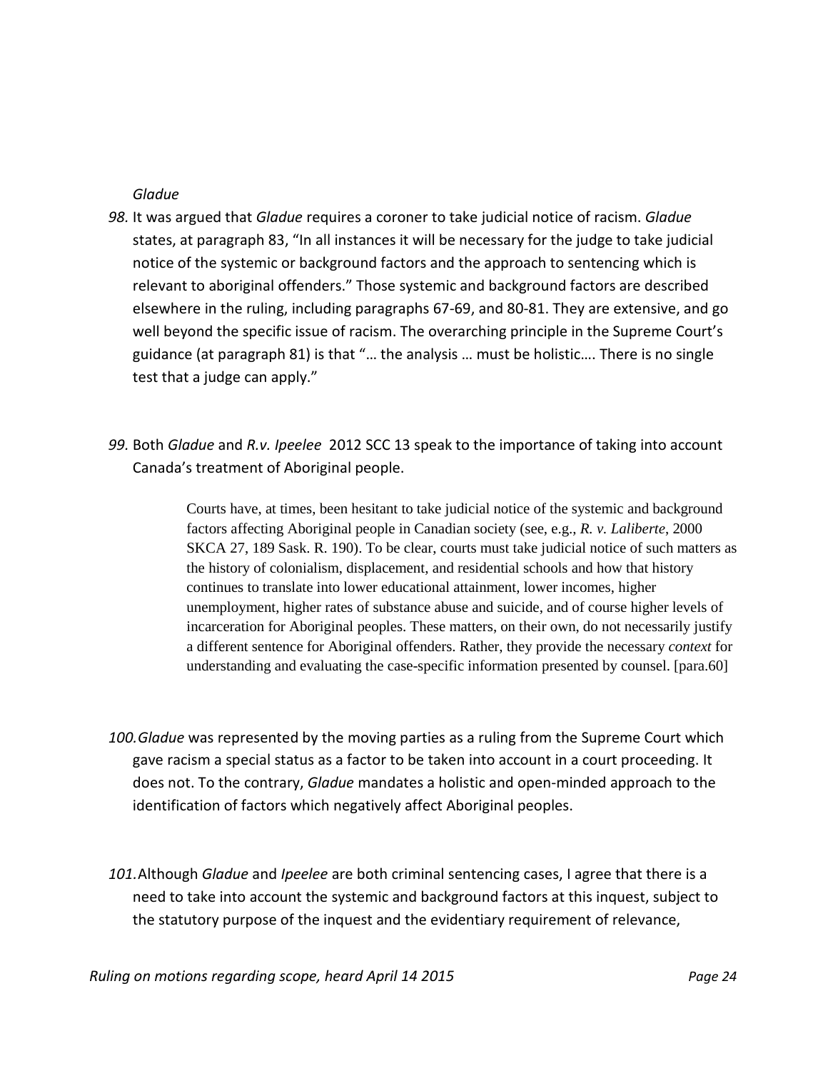*Gladue*

98. It was argued that *Gladue* requires a coroner to take judicial notice of racism. *Gladue* states, at paragraph 83, "In all instances it will be necessary for the judge to take judicial notice of the systemic or background factors and the approach to sentencing which is relevant to aboriginal offenders." Those systemic and background factors are described elsewhere in the ruling, including paragraphs 67-69, and 80-81. They are extensive, and go well beyond the specific issue of racism. The overarching principle in the Supreme Court's guidance (at paragraph 81) is that "… the analysis … must be holistic…. There is no single test that a judge can apply."

99. Both *Gladue* and *R.v. Ipeelee* 2012 SCC 13 speak to the importance of taking into account Canada's treatment of Aboriginal people.

> Courts have, at times, been hesitant to take judicial notice of the systemic and background factors affecting Aboriginal people in Canadian society (see, e.g., *R. v. Laliberte*, 2000 SKCA 27, 189 Sask. R. 190). To be clear, courts must take judicial notice of such matters as the history of colonialism, displacement, and residential schools and how that history continues to translate into lower educational attainment, lower incomes, higher unemployment, higher rates of substance abuse and suicide, and of course higher levels of incarceration for Aboriginal peoples. These matters, on their own, do not necessarily justify a different sentence for Aboriginal offenders. Rather, they provide the necessary *context* for understanding and evaluating the case-specific information presented by counsel. [para.60]

100. *Gladue* was represented by the moving parties as a ruling from the Supreme Court which gave racism a special status as a factor to be taken into account in a court proceeding. It does not. To the contrary, *Gladue* mandates a holistic and open-minded approach to the identification of factors which negatively affect Aboriginal peoples.

101. Although *Gladue* and *Ipeelee* are both criminal sentencing cases, I agree that there is a need to take into account the systemic and background factors at this inquest, subject to the statutory purpose of the inquest and the evidentiary requirement of relevance,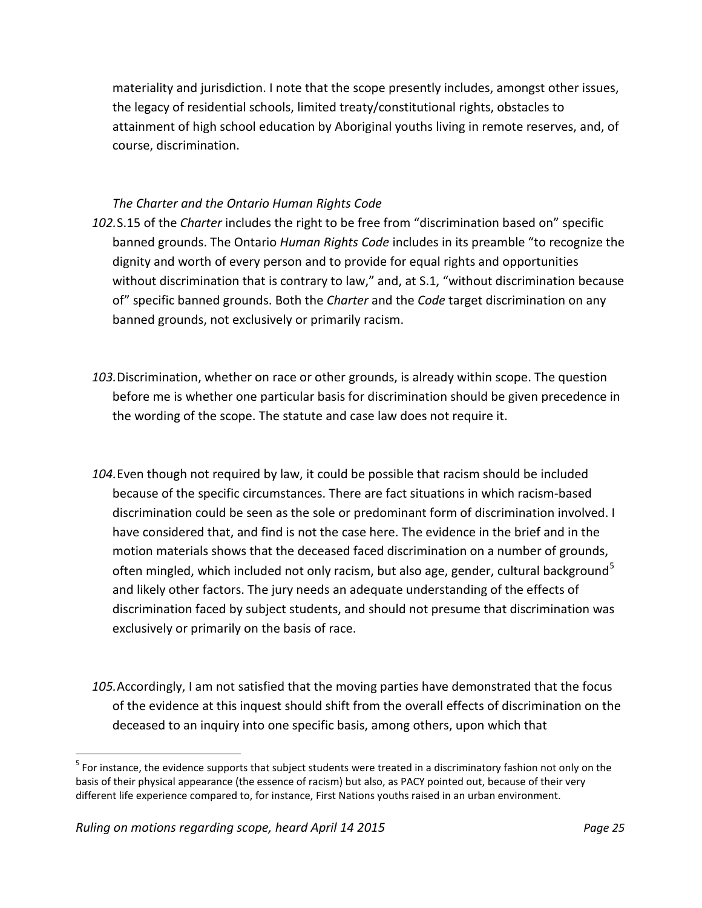materiality and jurisdiction. I note that the scope presently includes, amongst other issues, the legacy of residential schools, limited treaty/constitutional rights, obstacles to attainment of high school education by Aboriginal youths living in remote reserves, and, of course, discrimination.

*The Charter and the Ontario Human Rights Code*

*102.* S.15 of the *Charter* includes the right to be free from "discrimination based on" specific banned grounds. The Ontario *Human Rights Code* includes in its preamble "to recognize the dignity and worth of every person and to provide for equal rights and opportunities without discrimination that is contrary to law," and, at S.1, "without discrimination because of" specific banned grounds. Both the *Charter* and the *Code* target discrimination on any banned grounds, not exclusively or primarily racism.

*103.* Discrimination, whether on race or other grounds, is already within scope. The question before me is whether one particular basis for discrimination should be given precedence in the wording of the scope. The statute and case law does not require it.

*104.* Even though not required by law, it could be possible that racism should be included because of the specific circumstances. There are fact situations in which racism-based discrimination could be seen as the sole or predominant form of discrimination involved. I have considered that, and find is not the case here. The evidence in the brief and in the motion materials shows that the deceased faced discrimination on a number of grounds, often mingled, which included not only racism, but also age, gender, cultural background[5] and likely other factors. The jury needs an adequate understanding of the effects of discrimination faced by subject students, and should not presume that discrimination was exclusively or primarily on the basis of race.

*105.* Accordingly, I am not satisfied that the moving parties have demonstrated that the focus of the evidence at this inquest should shift from the overall effects of discrimination on the deceased to an inquiry into one specific basis, among others, upon which that

---

[5] For instance, the evidence supports that subject students were treated in a discriminatory fashion not only on the basis of their physical appearance (the essence of racism) but also, as PACY pointed out, because of their very different life experience compared to, for instance, First Nations youths raised in an urban environment.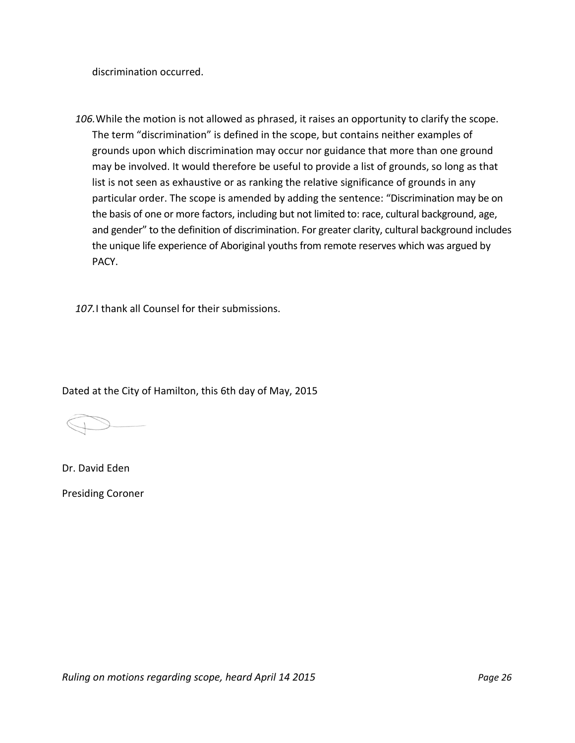discrimination occurred.

*106.* While the motion is not allowed as phrased, it raises an opportunity to clarify the scope. The term "discrimination" is defined in the scope, but contains neither examples of grounds upon which discrimination may occur nor guidance that more than one ground may be involved. It would therefore be useful to provide a list of grounds, so long as that list is not seen as exhaustive or as ranking the relative significance of grounds in any particular order. The scope is amended by adding the sentence: "Discrimination may be on the basis of one or more factors, including but not limited to: race, cultural background, age, and gender" to the definition of discrimination. For greater clarity, cultural background includes the unique life experience of Aboriginal youths from remote reserves which was argued by PACY.

*107.* I thank all Counsel for their submissions.

Dated at the City of Hamilton, this 6th day of May, 2015

Dr. David Eden

Presiding Coroner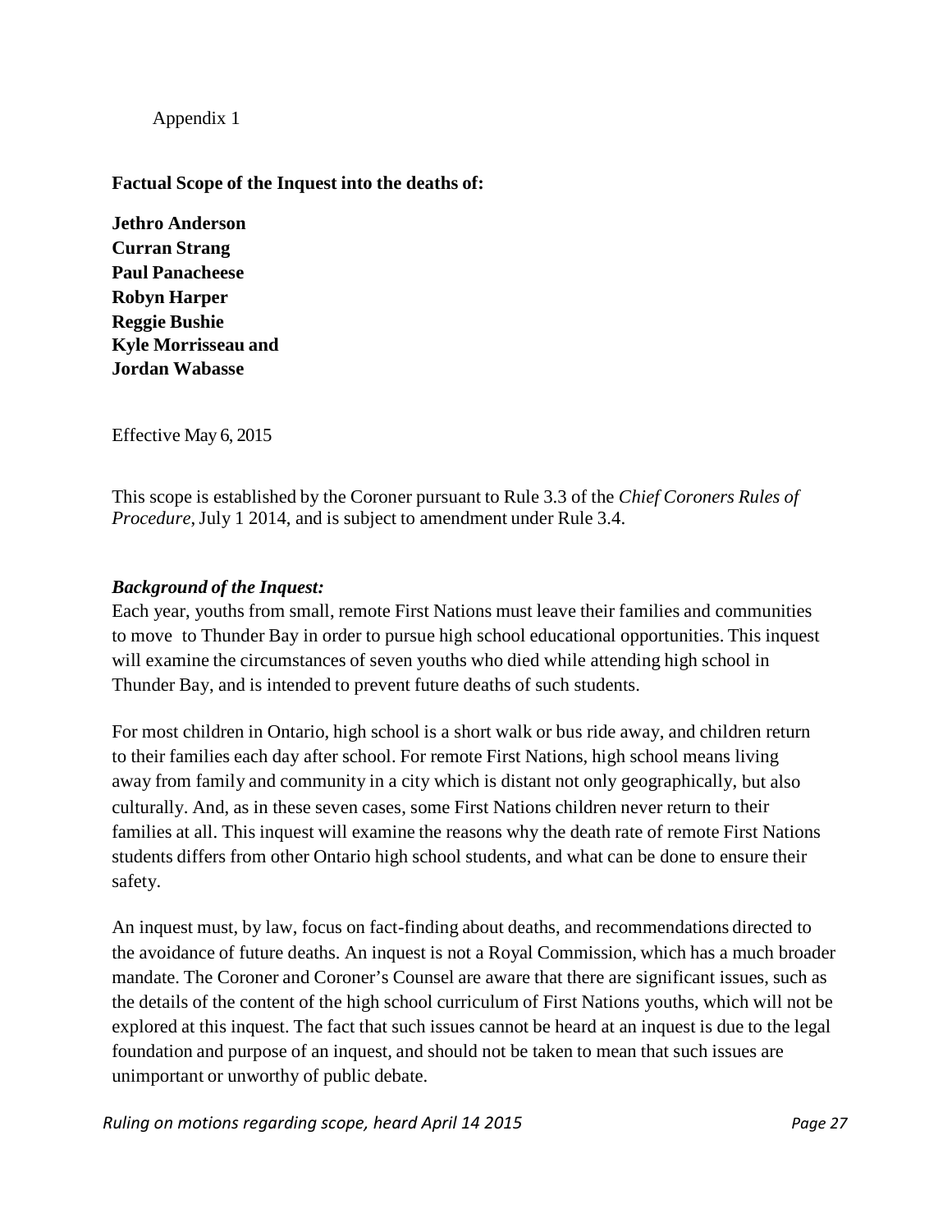Appendix 1

**Factual Scope of the Inquest into the deaths of:**

**Jethro Anderson**
**Curran Strang**
**Paul Panacheese**
**Robyn Harper**
**Reggie Bushie**
**Kyle Morrisseau and**
**Jordan Wabasse**

Effective May 6, 2015

This scope is established by the Coroner pursuant to Rule 3.3 of the *Chief Coroners Rules of Procedure*, July 1 2014, and is subject to amendment under Rule 3.4.

***Background of the Inquest:***

Each year, youths from small, remote First Nations must leave their families and communities to move to Thunder Bay in order to pursue high school educational opportunities. This inquest will examine the circumstances of seven youths who died while attending high school in Thunder Bay, and is intended to prevent future deaths of such students.

For most children in Ontario, high school is a short walk or bus ride away, and children return to their families each day after school. For remote First Nations, high school means living away from family and community in a city which is distant not only geographically, but also culturally. And, as in these seven cases, some First Nations children never return to their families at all. This inquest will examine the reasons why the death rate of remote First Nations students differs from other Ontario high school students, and what can be done to ensure their safety.

An inquest must, by law, focus on fact-finding about deaths, and recommendations directed to the avoidance of future deaths. An inquest is not a Royal Commission, which has a much broader mandate. The Coroner and Coroner's Counsel are aware that there are significant issues, such as the details of the content of the high school curriculum of First Nations youths, which will not be explored at this inquest. The fact that such issues cannot be heard at an inquest is due to the legal foundation and purpose of an inquest, and should not be taken to mean that such issues are unimportant or unworthy of public debate.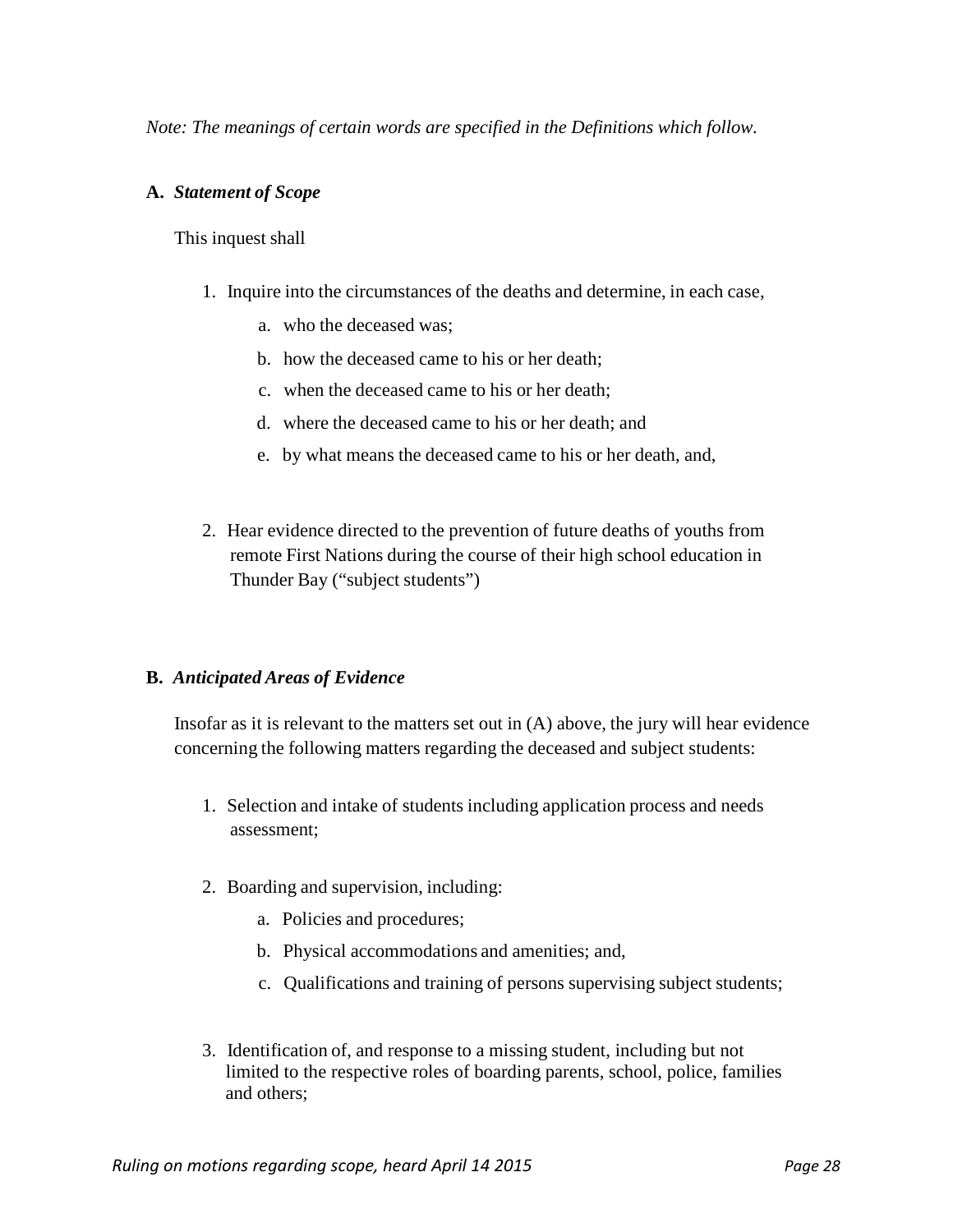*Note: The meanings of certain words are specified in the Definitions which follow.*

**A.** ***Statement of Scope***

This inquest shall

1. Inquire into the circumstances of the deaths and determine, in each case,
   a. who the deceased was;
   b. how the deceased came to his or her death;
   c. when the deceased came to his or her death;
   d. where the deceased came to his or her death; and
   e. by what means the deceased came to his or her death, and,

2. Hear evidence directed to the prevention of future deaths of youths from remote First Nations during the course of their high school education in Thunder Bay ("subject students")

**B.** ***Anticipated Areas of Evidence***

Insofar as it is relevant to the matters set out in (A) above, the jury will hear evidence concerning the following matters regarding the deceased and subject students:

1. Selection and intake of students including application process and needs assessment;

2. Boarding and supervision, including:
   a. Policies and procedures;
   b. Physical accommodations and amenities; and,
   c. Qualifications and training of persons supervising subject students;

3. Identification of, and response to a missing student, including but not limited to the respective roles of boarding parents, school, police, families and others;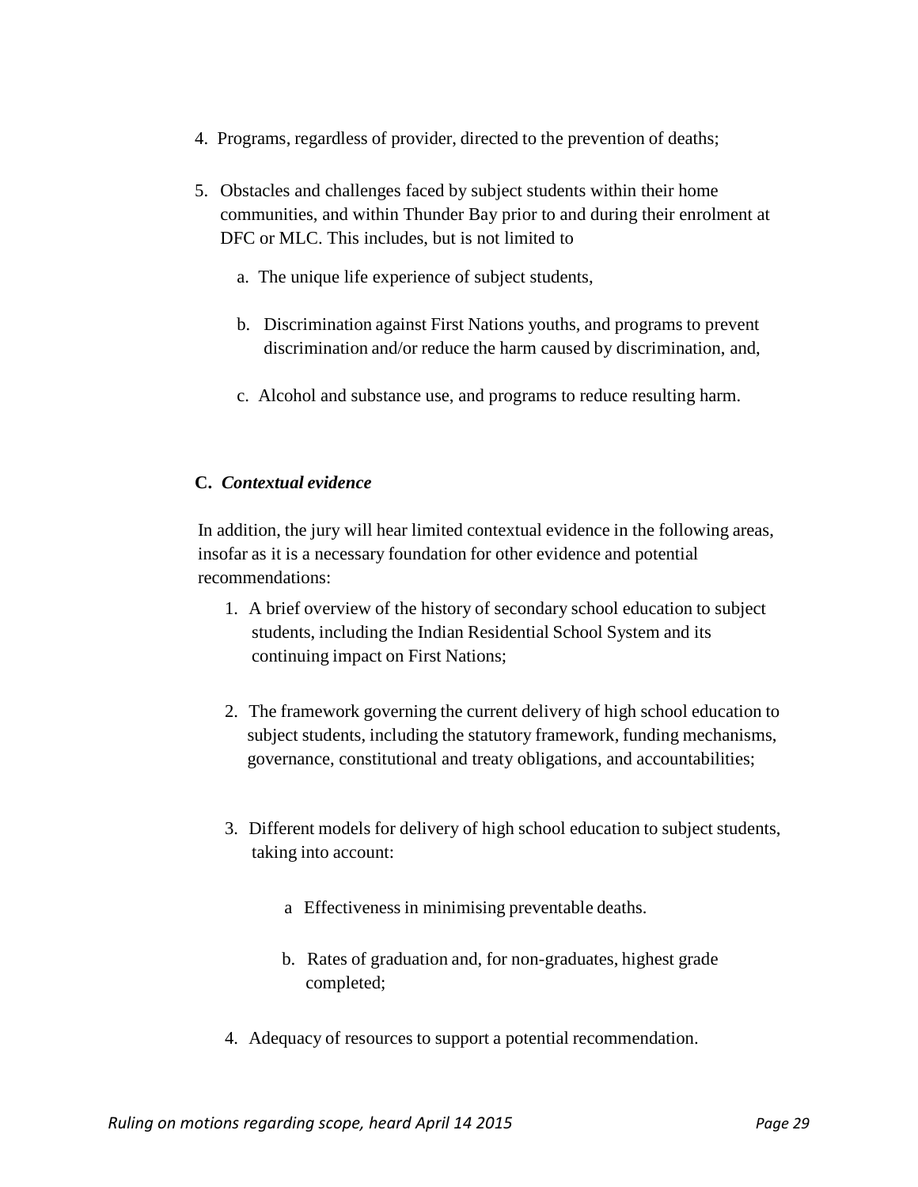4. Programs, regardless of provider, directed to the prevention of deaths;

5. Obstacles and challenges faced by subject students within their home communities, and within Thunder Bay prior to and during their enrolment at DFC or MLC. This includes, but is not limited to

   a. The unique life experience of subject students,

   b. Discrimination against First Nations youths, and programs to prevent discrimination and/or reduce the harm caused by discrimination, and,

   c. Alcohol and substance use, and programs to reduce resulting harm.

**C. *Contextual evidence***

In addition, the jury will hear limited contextual evidence in the following areas, insofar as it is a necessary foundation for other evidence and potential recommendations:

1. A brief overview of the history of secondary school education to subject students, including the Indian Residential School System and its continuing impact on First Nations;

2. The framework governing the current delivery of high school education to subject students, including the statutory framework, funding mechanisms, governance, constitutional and treaty obligations, and accountabilities;

3. Different models for delivery of high school education to subject students, taking into account:

   a Effectiveness in minimising preventable deaths.

   b. Rates of graduation and, for non-graduates, highest grade completed;

4. Adequacy of resources to support a potential recommendation.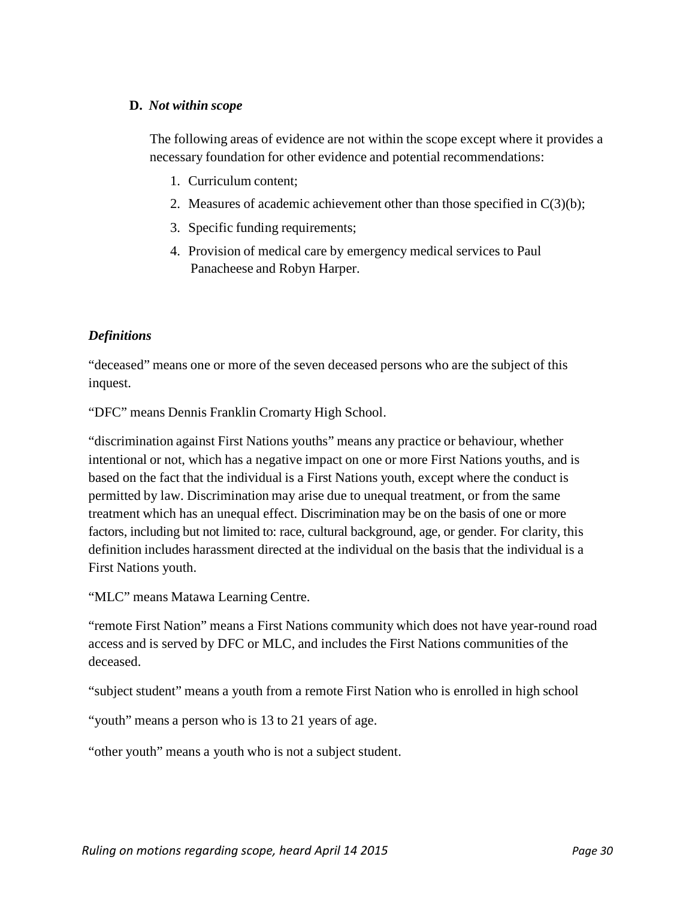**D.** ***Not within scope***

The following areas of evidence are not within the scope except where it provides a necessary foundation for other evidence and potential recommendations:

1. Curriculum content;
2. Measures of academic achievement other than those specified in C(3)(b);
3. Specific funding requirements;
4. Provision of medical care by emergency medical services to Paul Panacheese and Robyn Harper.

***Definitions***

"deceased" means one or more of the seven deceased persons who are the subject of this inquest.

"DFC" means Dennis Franklin Cromarty High School.

"discrimination against First Nations youths" means any practice or behaviour, whether intentional or not, which has a negative impact on one or more First Nations youths, and is based on the fact that the individual is a First Nations youth, except where the conduct is permitted by law. Discrimination may arise due to unequal treatment, or from the same treatment which has an unequal effect. Discrimination may be on the basis of one or more factors, including but not limited to: race, cultural background, age, or gender. For clarity, this definition includes harassment directed at the individual on the basis that the individual is a First Nations youth.

"MLC" means Matawa Learning Centre.

"remote First Nation" means a First Nations community which does not have year-round road access and is served by DFC or MLC, and includes the First Nations communities of the deceased.

"subject student" means a youth from a remote First Nation who is enrolled in high school

"youth" means a person who is 13 to 21 years of age.

"other youth" means a youth who is not a subject student.